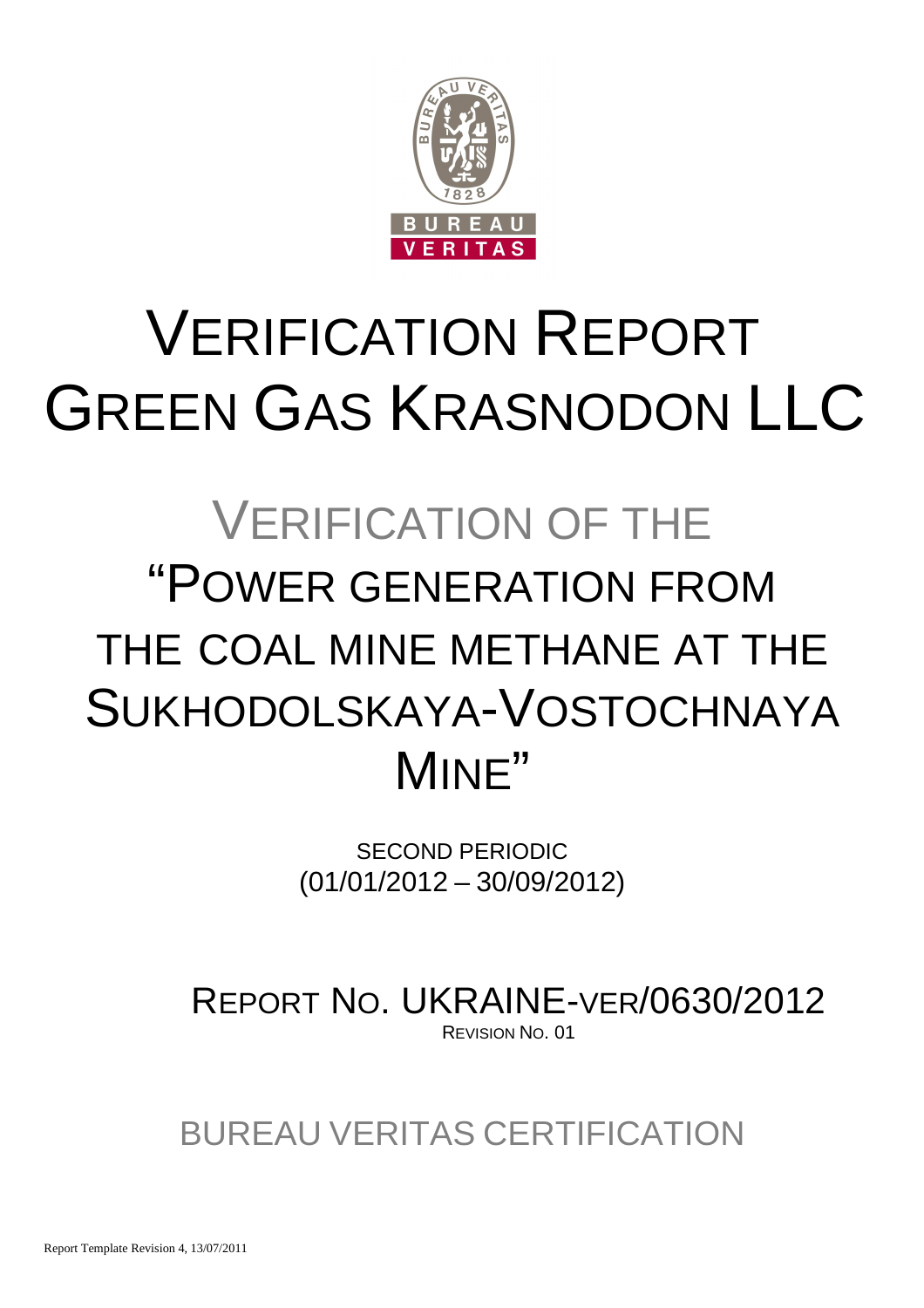# VERIFICATION REPORT GREEN GAS KRASNODON LLC

## VERIFICATION OF THE "POWER GENERATION FROM THE COAL MINE METHANE AT THE SUKHODOLSKAYA-VOSTOCHNAYA MINE"

SECOND PERIODIC
(01/01/2012 – 30/09/2012)

REPORT NO. UKRAINE-VER/0630/2012
REVISION NO. 01

BUREAU VERITAS CERTIFICATION

Report Template Revision 4, 13/07/2011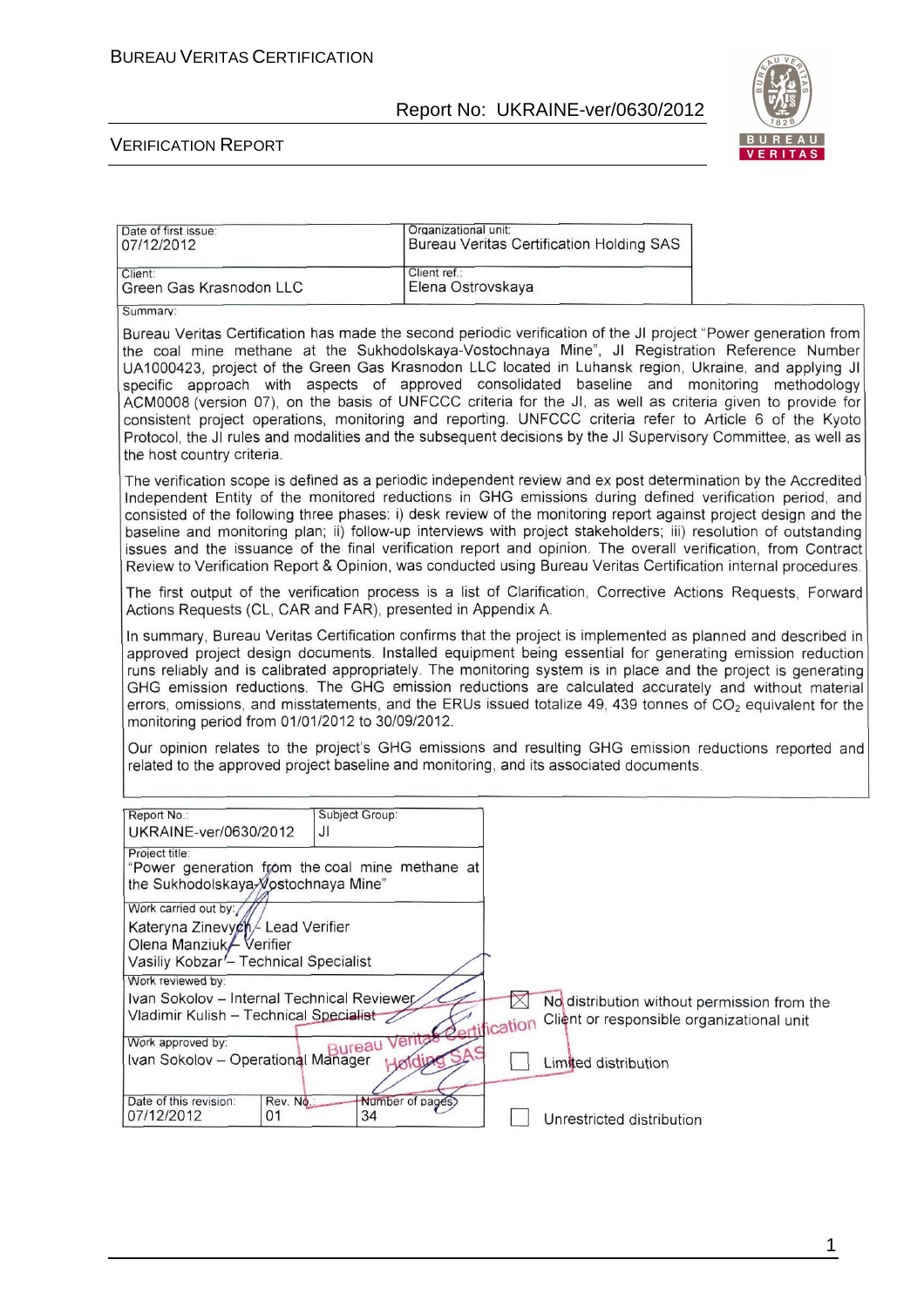| Date of first issue: 07/12/2012 | Organizational unit: Bureau Veritas Certification Holding SAS |
|---|---|
| Client: Green Gas Krasnodon LLC | Client ref.: Elena Ostrovskaya |

Summary:

Bureau Veritas Certification has made the second periodic verification of the JI project "Power generation from the coal mine methane at the Sukhodolskaya-Vostochnaya Mine", JI Registration Reference Number UA1000423, project of the Green Gas Krasnodon LLC located in Luhansk region, Ukraine, and applying JI specific approach with aspects of approved consolidated baseline and monitoring methodology ACM0008 (version 07), on the basis of UNFCCC criteria for the JI, as well as criteria given to provide for consistent project operations, monitoring and reporting. UNFCCC criteria refer to Article 6 of the Kyoto Protocol, the JI rules and modalities and the subsequent decisions by the JI Supervisory Committee, as well as the host country criteria.

The verification scope is defined as a periodic independent review and ex post determination by the Accredited Independent Entity of the monitored reductions in GHG emissions during defined verification period, and consisted of the following three phases: i) desk review of the monitoring report against project design and the baseline and monitoring plan; ii) follow-up interviews with project stakeholders; iii) resolution of outstanding issues and the issuance of the final verification report and opinion. The overall verification, from Contract Review to Verification Report & Opinion, was conducted using Bureau Veritas Certification internal procedures.

The first output of the verification process is a list of Clarification, Corrective Actions Requests, Forward Actions Requests (CL, CAR and FAR), presented in Appendix A.

In summary, Bureau Veritas Certification confirms that the project is implemented as planned and described in approved project design documents. Installed equipment being essential for generating emission reduction runs reliably and is calibrated appropriately. The monitoring system is in place and the project is generating GHG emission reductions. The GHG emission reductions are calculated accurately and without material errors, omissions, and misstatements, and the ERUs issued totalize 49, 439 tonnes of $CO_2$ equivalent for the monitoring period from 01/01/2012 to 30/09/2012.

Our opinion relates to the project's GHG emissions and resulting GHG emission reductions reported and related to the approved project baseline and monitoring, and its associated documents.

| Report No.: UKRAINE-ver/0630/2012 | Subject Group: JI | |
|---|---|---|
| Project title: "Power generation from the coal mine methane at the Sukhodolskaya-Vostochnaya Mine" | | |
| Work carried out by: Kateryna Zinevych – Lead Verifier; Olena Manziuk – Verifier; Vasiliy Kobzar – Technical Specialist | | |
| Work reviewed by: Ivan Sokolov – Internal Technical Reviewer; Vladimir Kulish – Technical Specialist | | |
| Work approved by: Ivan Sokolov – Operational Manager | | |
| Date of this revision: 07/12/2012 | Rev. No.: 01 | Number of pages: 34 |

- [x] No distribution without permission from the Client or responsible organizational unit
- [ ] Limited distribution
- [ ] Unrestricted distribution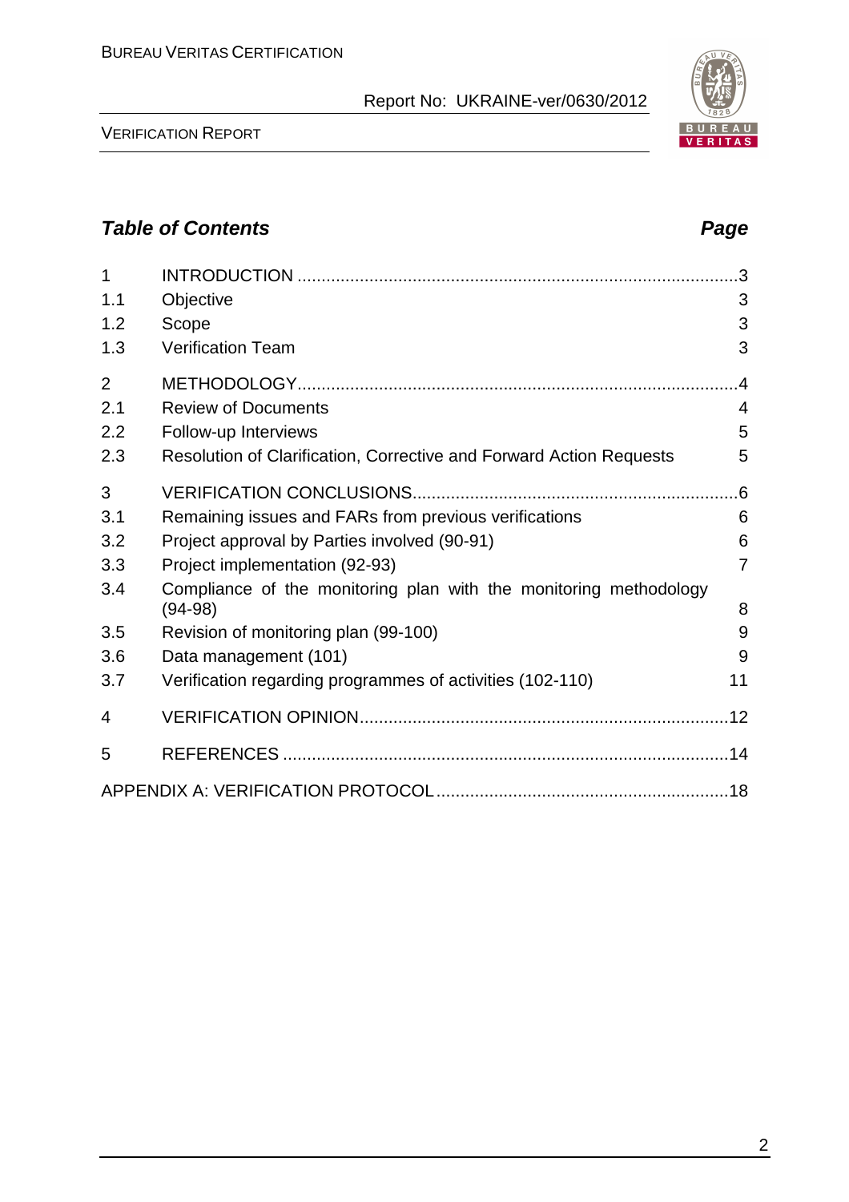## Table of Contents

| | | Page |
|---|---|---|
| 1 | INTRODUCTION | 3 |
| 1.1 | Objective | 3 |
| 1.2 | Scope | 3 |
| 1.3 | Verification Team | 3 |
| 2 | METHODOLOGY | 4 |
| 2.1 | Review of Documents | 4 |
| 2.2 | Follow-up Interviews | 5 |
| 2.3 | Resolution of Clarification, Corrective and Forward Action Requests | 5 |
| 3 | VERIFICATION CONCLUSIONS | 6 |
| 3.1 | Remaining issues and FARs from previous verifications | 6 |
| 3.2 | Project approval by Parties involved (90-91) | 6 |
| 3.3 | Project implementation (92-93) | 7 |
| 3.4 | Compliance of the monitoring plan with the monitoring methodology (94-98) | 8 |
| 3.5 | Revision of monitoring plan (99-100) | 9 |
| 3.6 | Data management (101) | 9 |
| 3.7 | Verification regarding programmes of activities (102-110) | 11 |
| 4 | VERIFICATION OPINION | 12 |
| 5 | REFERENCES | 14 |
| | APPENDIX A: VERIFICATION PROTOCOL | 18 |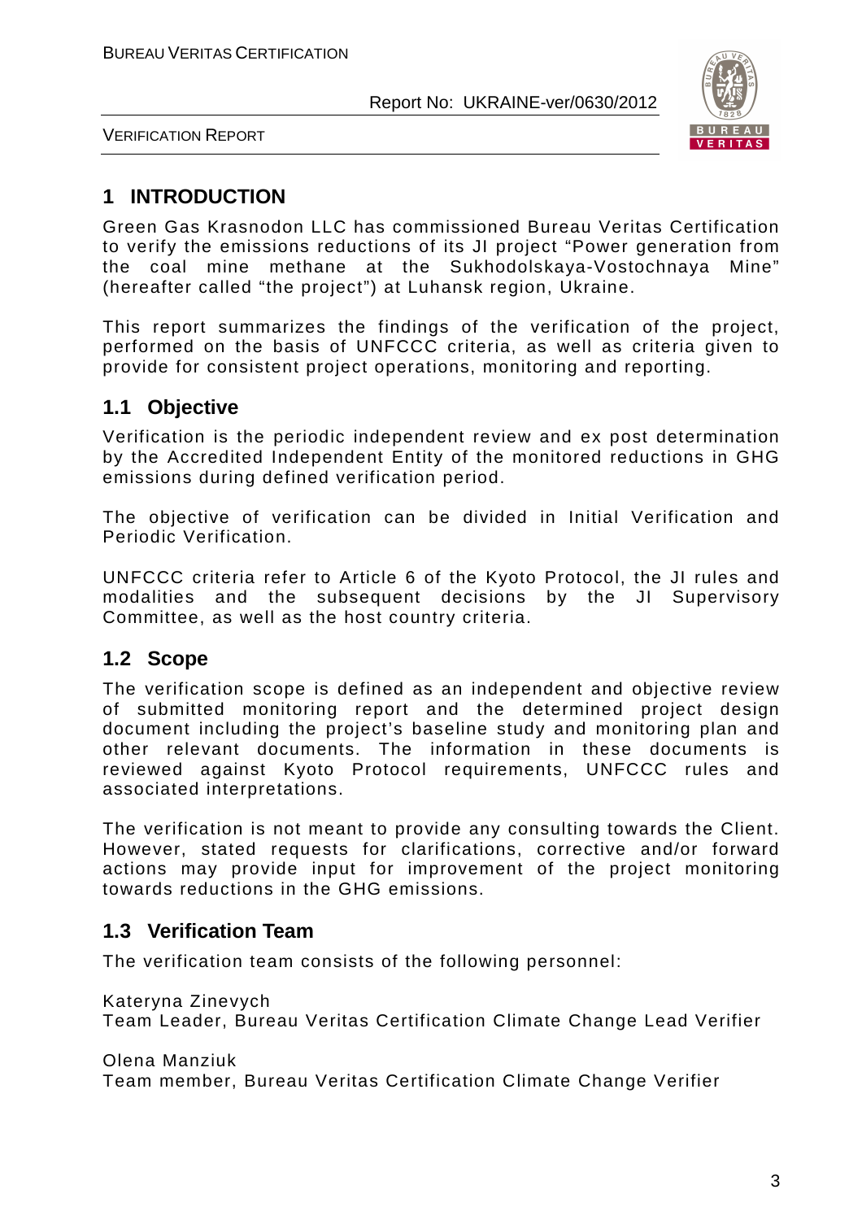# 1 INTRODUCTION

Green Gas Krasnodon LLC has commissioned Bureau Veritas Certification to verify the emissions reductions of its JI project "Power generation from the coal mine methane at the Sukhodolskaya-Vostochnaya Mine" (hereafter called "the project") at Luhansk region, Ukraine.

This report summarizes the findings of the verification of the project, performed on the basis of UNFCCC criteria, as well as criteria given to provide for consistent project operations, monitoring and reporting.

## 1.1 Objective

Verification is the periodic independent review and ex post determination by the Accredited Independent Entity of the monitored reductions in GHG emissions during defined verification period.

The objective of verification can be divided in Initial Verification and Periodic Verification.

UNFCCC criteria refer to Article 6 of the Kyoto Protocol, the JI rules and modalities and the subsequent decisions by the JI Supervisory Committee, as well as the host country criteria.

## 1.2 Scope

The verification scope is defined as an independent and objective review of submitted monitoring report and the determined project design document including the project's baseline study and monitoring plan and other relevant documents. The information in these documents is reviewed against Kyoto Protocol requirements, UNFCCC rules and associated interpretations.

The verification is not meant to provide any consulting towards the Client. However, stated requests for clarifications, corrective and/or forward actions may provide input for improvement of the project monitoring towards reductions in the GHG emissions.

## 1.3 Verification Team

The verification team consists of the following personnel:

Kateryna Zinevych
Team Leader, Bureau Veritas Certification Climate Change Lead Verifier

Olena Manziuk
Team member, Bureau Veritas Certification Climate Change Verifier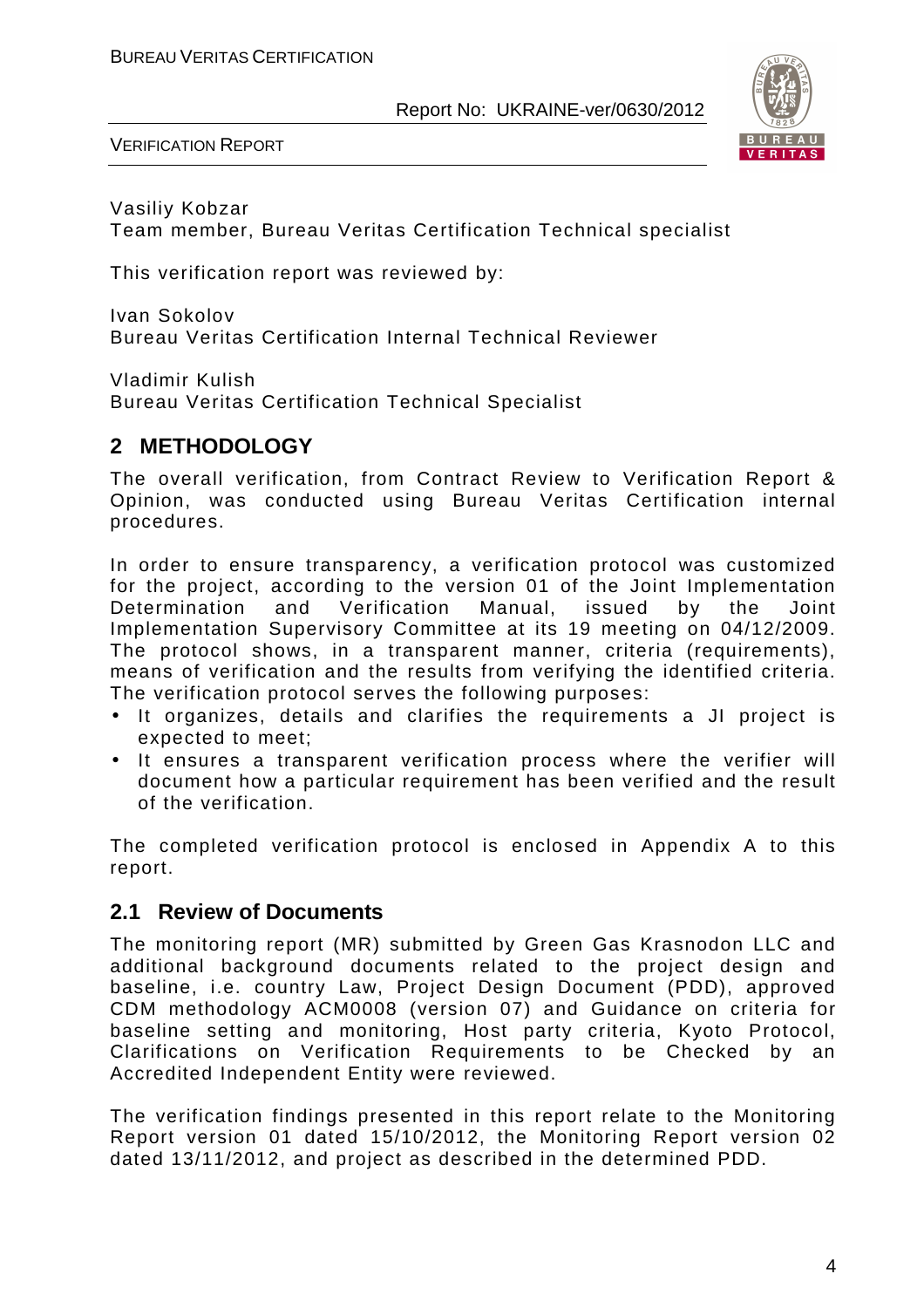Vasiliy Kobzar
Team member, Bureau Veritas Certification Technical specialist

This verification report was reviewed by:

Ivan Sokolov
Bureau Veritas Certification Internal Technical Reviewer

Vladimir Kulish
Bureau Veritas Certification Technical Specialist

## 2 METHODOLOGY

The overall verification, from Contract Review to Verification Report & Opinion, was conducted using Bureau Veritas Certification internal procedures.

In order to ensure transparency, a verification protocol was customized for the project, according to the version 01 of the Joint Implementation Determination and Verification Manual, issued by the Joint Implementation Supervisory Committee at its 19 meeting on 04/12/2009. The protocol shows, in a transparent manner, criteria (requirements), means of verification and the results from verifying the identified criteria. The verification protocol serves the following purposes:

- It organizes, details and clarifies the requirements a JI project is expected to meet;
- It ensures a transparent verification process where the verifier will document how a particular requirement has been verified and the result of the verification.

The completed verification protocol is enclosed in Appendix A to this report.

### 2.1 Review of Documents

The monitoring report (MR) submitted by Green Gas Krasnodon LLC and additional background documents related to the project design and baseline, i.e. country Law, Project Design Document (PDD), approved CDM methodology ACM0008 (version 07) and Guidance on criteria for baseline setting and monitoring, Host party criteria, Kyoto Protocol, Clarifications on Verification Requirements to be Checked by an Accredited Independent Entity were reviewed.

The verification findings presented in this report relate to the Monitoring Report version 01 dated 15/10/2012, the Monitoring Report version 02 dated 13/11/2012, and project as described in the determined PDD.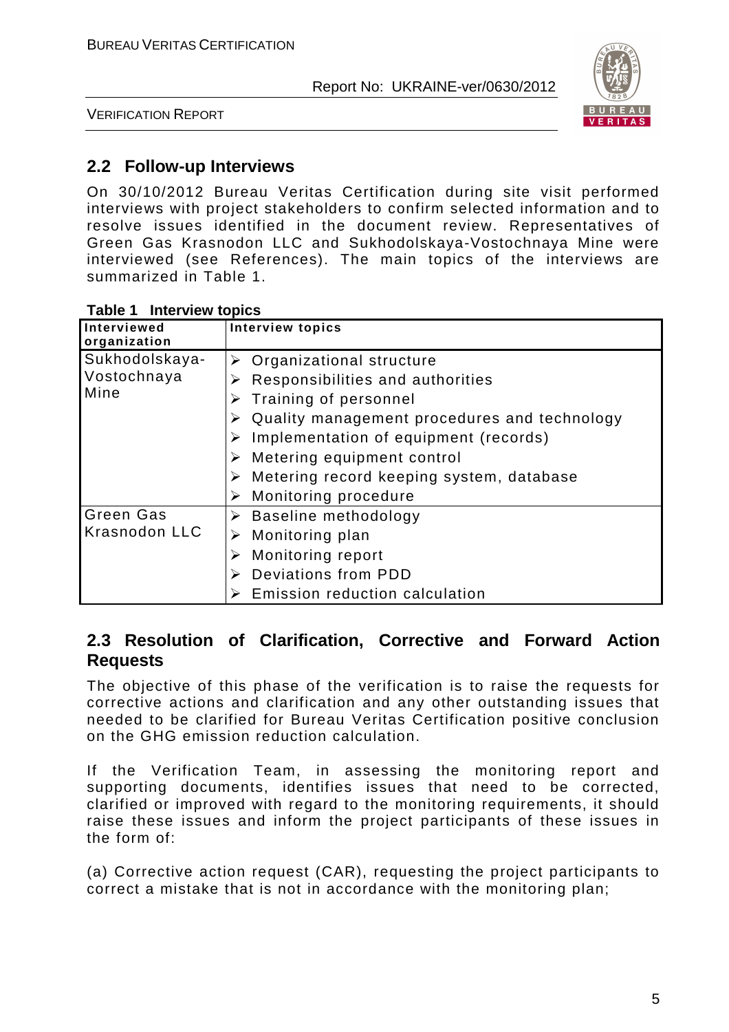## 2.2 Follow-up Interviews

On 30/10/2012 Bureau Veritas Certification during site visit performed interviews with project stakeholders to confirm selected information and to resolve issues identified in the document review. Representatives of Green Gas Krasnodon LLC and Sukhodolskaya-Vostochnaya Mine were interviewed (see References). The main topics of the interviews are summarized in Table 1.

**Table 1 Interview topics**

| Interviewed organization | Interview topics |
|---|---|
| Sukhodolskaya-Vostochnaya Mine | ➢ Organizational structure<br>➢ Responsibilities and authorities<br>➢ Training of personnel<br>➢ Quality management procedures and technology<br>➢ Implementation of equipment (records)<br>➢ Metering equipment control<br>➢ Metering record keeping system, database<br>➢ Monitoring procedure |
| Green Gas Krasnodon LLC | ➢ Baseline methodology<br>➢ Monitoring plan<br>➢ Monitoring report<br>➢ Deviations from PDD<br>➢ Emission reduction calculation |

## 2.3 Resolution of Clarification, Corrective and Forward Action Requests

The objective of this phase of the verification is to raise the requests for corrective actions and clarification and any other outstanding issues that needed to be clarified for Bureau Veritas Certification positive conclusion on the GHG emission reduction calculation.

If the Verification Team, in assessing the monitoring report and supporting documents, identifies issues that need to be corrected, clarified or improved with regard to the monitoring requirements, it should raise these issues and inform the project participants of these issues in the form of:

(a) Corrective action request (CAR), requesting the project participants to correct a mistake that is not in accordance with the monitoring plan;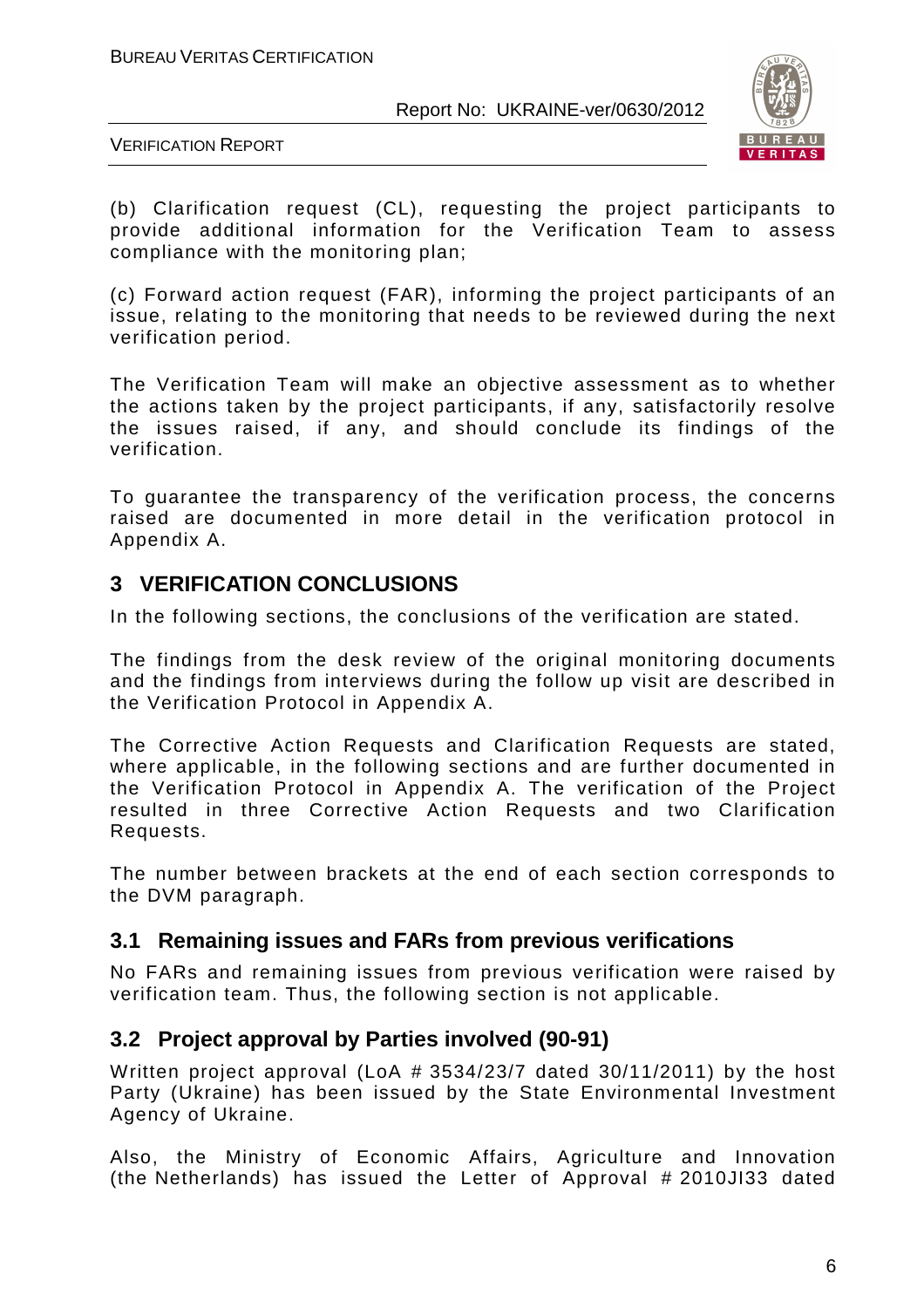(b) Clarification request (CL), requesting the project participants to provide additional information for the Verification Team to assess compliance with the monitoring plan;

(c) Forward action request (FAR), informing the project participants of an issue, relating to the monitoring that needs to be reviewed during the next verification period.

The Verification Team will make an objective assessment as to whether the actions taken by the project participants, if any, satisfactorily resolve the issues raised, if any, and should conclude its findings of the verification.

To guarantee the transparency of the verification process, the concerns raised are documented in more detail in the verification protocol in Appendix A.

## 3 VERIFICATION CONCLUSIONS

In the following sections, the conclusions of the verification are stated.

The findings from the desk review of the original monitoring documents and the findings from interviews during the follow up visit are described in the Verification Protocol in Appendix A.

The Corrective Action Requests and Clarification Requests are stated, where applicable, in the following sections and are further documented in the Verification Protocol in Appendix A. The verification of the Project resulted in three Corrective Action Requests and two Clarification Requests.

The number between brackets at the end of each section corresponds to the DVM paragraph.

### 3.1 Remaining issues and FARs from previous verifications

No FARs and remaining issues from previous verification were raised by verification team. Thus, the following section is not applicable.

### 3.2 Project approval by Parties involved (90-91)

Written project approval (LoA # 3534/23/7 dated 30/11/2011) by the host Party (Ukraine) has been issued by the State Environmental Investment Agency of Ukraine.

Also, the Ministry of Economic Affairs, Agriculture and Innovation (the Netherlands) has issued the Letter of Approval # 2010JI33 dated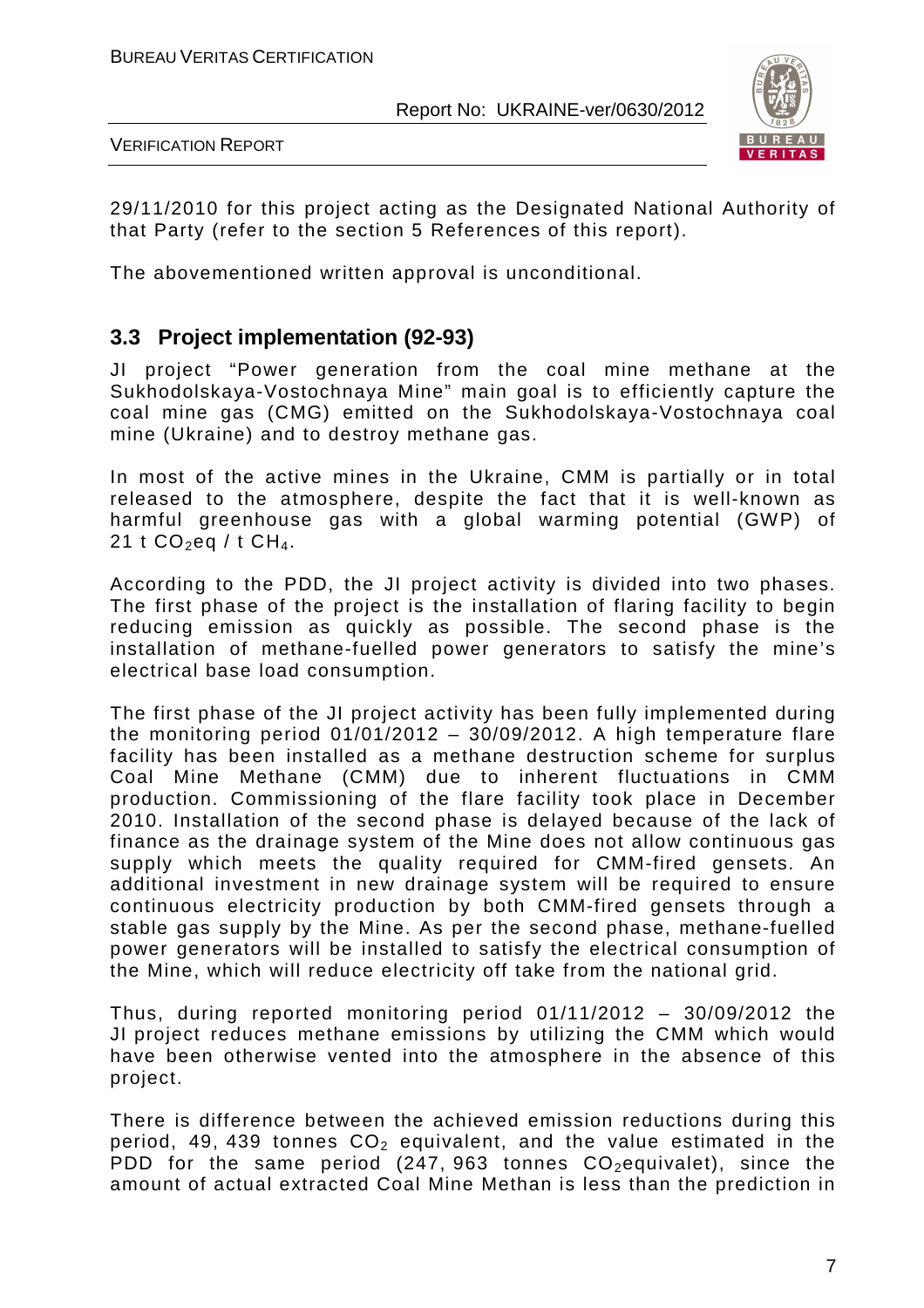29/11/2010 for this project acting as the Designated National Authority of that Party (refer to the section 5 References of this report).

The abovementioned written approval is unconditional.

## 3.3 Project implementation (92-93)

JI project "Power generation from the coal mine methane at the Sukhodolskaya-Vostochnaya Mine" main goal is to efficiently capture the coal mine gas (CMG) emitted on the Sukhodolskaya-Vostochnaya coal mine (Ukraine) and to destroy methane gas.

In most of the active mines in the Ukraine, CMM is partially or in total released to the atmosphere, despite the fact that it is well-known as harmful greenhouse gas with a global warming potential (GWP) of 21 t $CO_2$eq / t $CH_4$.

According to the PDD, the JI project activity is divided into two phases. The first phase of the project is the installation of flaring facility to begin reducing emission as quickly as possible. The second phase is the installation of methane-fuelled power generators to satisfy the mine's electrical base load consumption.

The first phase of the JI project activity has been fully implemented during the monitoring period 01/01/2012 – 30/09/2012. A high temperature flare facility has been installed as a methane destruction scheme for surplus Coal Mine Methane (CMM) due to inherent fluctuations in CMM production. Commissioning of the flare facility took place in December 2010. Installation of the second phase is delayed because of the lack of finance as the drainage system of the Mine does not allow continuous gas supply which meets the quality required for CMM-fired gensets. An additional investment in new drainage system will be required to ensure continuous electricity production by both CMM-fired gensets through a stable gas supply by the Mine. As per the second phase, methane-fuelled power generators will be installed to satisfy the electrical consumption of the Mine, which will reduce electricity off take from the national grid.

Thus, during reported monitoring period 01/11/2012 – 30/09/2012 the JI project reduces methane emissions by utilizing the CMM which would have been otherwise vented into the atmosphere in the absence of this project.

There is difference between the achieved emission reductions during this period, 49, 439 tonnes $CO_2$ equivalent, and the value estimated in the PDD for the same period (247, 963 tonnes $CO_2$equivalet), since the amount of actual extracted Coal Mine Methan is less than the prediction in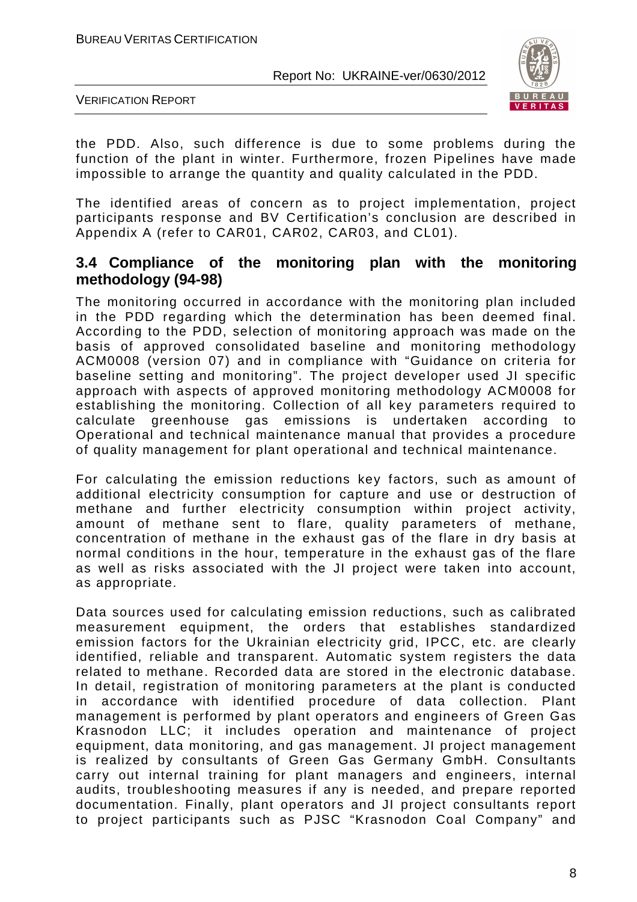the PDD. Also, such difference is due to some problems during the function of the plant in winter. Furthermore, frozen Pipelines have made impossible to arrange the quantity and quality calculated in the PDD.

The identified areas of concern as to project implementation, project participants response and BV Certification's conclusion are described in Appendix A (refer to CAR01, CAR02, CAR03, and CL01).

## 3.4 Compliance of the monitoring plan with the monitoring methodology (94-98)

The monitoring occurred in accordance with the monitoring plan included in the PDD regarding which the determination has been deemed final. According to the PDD, selection of monitoring approach was made on the basis of approved consolidated baseline and monitoring methodology ACM0008 (version 07) and in compliance with "Guidance on criteria for baseline setting and monitoring". The project developer used JI specific approach with aspects of approved monitoring methodology ACM0008 for establishing the monitoring. Collection of all key parameters required to calculate greenhouse gas emissions is undertaken according to Operational and technical maintenance manual that provides a procedure of quality management for plant operational and technical maintenance.

For calculating the emission reductions key factors, such as amount of additional electricity consumption for capture and use or destruction of methane and further electricity consumption within project activity, amount of methane sent to flare, quality parameters of methane, concentration of methane in the exhaust gas of the flare in dry basis at normal conditions in the hour, temperature in the exhaust gas of the flare as well as risks associated with the JI project were taken into account, as appropriate.

Data sources used for calculating emission reductions, such as calibrated measurement equipment, the orders that establishes standardized emission factors for the Ukrainian electricity grid, IPCC, etc. are clearly identified, reliable and transparent. Automatic system registers the data related to methane. Recorded data are stored in the electronic database. In detail, registration of monitoring parameters at the plant is conducted in accordance with identified procedure of data collection. Plant management is performed by plant operators and engineers of Green Gas Krasnodon LLC; it includes operation and maintenance of project equipment, data monitoring, and gas management. JI project management is realized by consultants of Green Gas Germany GmbH. Consultants carry out internal training for plant managers and engineers, internal audits, troubleshooting measures if any is needed, and prepare reported documentation. Finally, plant operators and JI project consultants report to project participants such as PJSC "Krasnodon Coal Company" and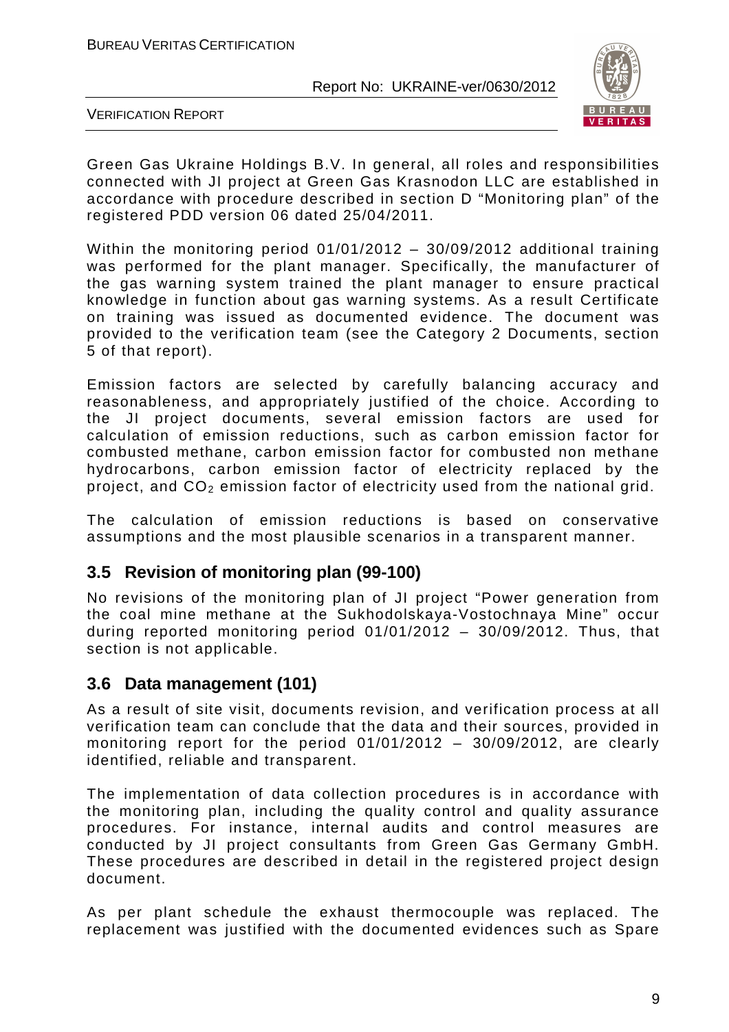Green Gas Ukraine Holdings B.V. In general, all roles and responsibilities connected with JI project at Green Gas Krasnodon LLC are established in accordance with procedure described in section D "Monitoring plan" of the registered PDD version 06 dated 25/04/2011.

Within the monitoring period 01/01/2012 – 30/09/2012 additional training was performed for the plant manager. Specifically, the manufacturer of the gas warning system trained the plant manager to ensure practical knowledge in function about gas warning systems. As a result Certificate on training was issued as documented evidence. The document was provided to the verification team (see the Category 2 Documents, section 5 of that report).

Emission factors are selected by carefully balancing accuracy and reasonableness, and appropriately justified of the choice. According to the JI project documents, several emission factors are used for calculation of emission reductions, such as carbon emission factor for combusted methane, carbon emission factor for combusted non methane hydrocarbons, carbon emission factor of electricity replaced by the project, and $CO_2$ emission factor of electricity used from the national grid.

The calculation of emission reductions is based on conservative assumptions and the most plausible scenarios in a transparent manner.

## 3.5 Revision of monitoring plan (99-100)

No revisions of the monitoring plan of JI project "Power generation from the coal mine methane at the Sukhodolskaya-Vostochnaya Mine" occur during reported monitoring period 01/01/2012 – 30/09/2012. Thus, that section is not applicable.

## 3.6 Data management (101)

As a result of site visit, documents revision, and verification process at all verification team can conclude that the data and their sources, provided in monitoring report for the period 01/01/2012 – 30/09/2012, are clearly identified, reliable and transparent.

The implementation of data collection procedures is in accordance with the monitoring plan, including the quality control and quality assurance procedures. For instance, internal audits and control measures are conducted by JI project consultants from Green Gas Germany GmbH. These procedures are described in detail in the registered project design document.

As per plant schedule the exhaust thermocouple was replaced. The replacement was justified with the documented evidences such as Spare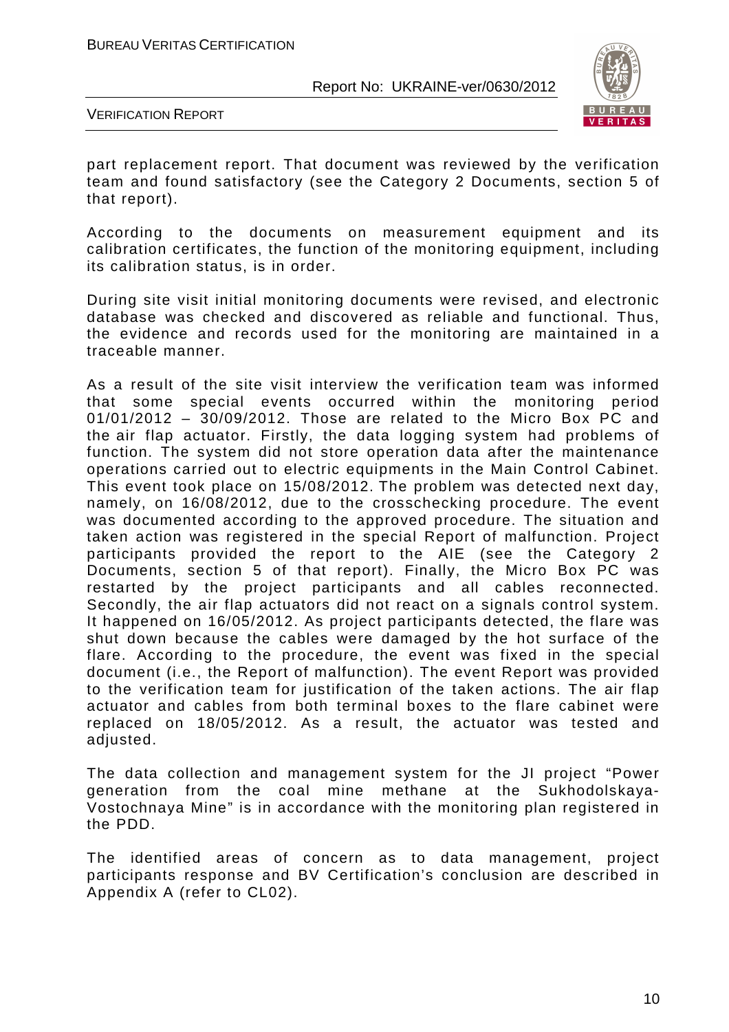part replacement report. That document was reviewed by the verification team and found satisfactory (see the Category 2 Documents, section 5 of that report).

According to the documents on measurement equipment and its calibration certificates, the function of the monitoring equipment, including its calibration status, is in order.

During site visit initial monitoring documents were revised, and electronic database was checked and discovered as reliable and functional. Thus, the evidence and records used for the monitoring are maintained in a traceable manner.

As a result of the site visit interview the verification team was informed that some special events occurred within the monitoring period 01/01/2012 – 30/09/2012. Those are related to the Micro Box PC and the air flap actuator. Firstly, the data logging system had problems of function. The system did not store operation data after the maintenance operations carried out to electric equipments in the Main Control Cabinet. This event took place on 15/08/2012. The problem was detected next day, namely, on 16/08/2012, due to the crosschecking procedure. The event was documented according to the approved procedure. The situation and taken action was registered in the special Report of malfunction. Project participants provided the report to the AIE (see the Category 2 Documents, section 5 of that report). Finally, the Micro Box PC was restarted by the project participants and all cables reconnected. Secondly, the air flap actuators did not react on a signals control system. It happened on 16/05/2012. As project participants detected, the flare was shut down because the cables were damaged by the hot surface of the flare. According to the procedure, the event was fixed in the special document (i.e., the Report of malfunction). The event Report was provided to the verification team for justification of the taken actions. The air flap actuator and cables from both terminal boxes to the flare cabinet were replaced on 18/05/2012. As a result, the actuator was tested and adjusted.

The data collection and management system for the JI project "Power generation from the coal mine methane at the Sukhodolskaya-Vostochnaya Mine" is in accordance with the monitoring plan registered in the PDD.

The identified areas of concern as to data management, project participants response and BV Certification's conclusion are described in Appendix A (refer to CL02).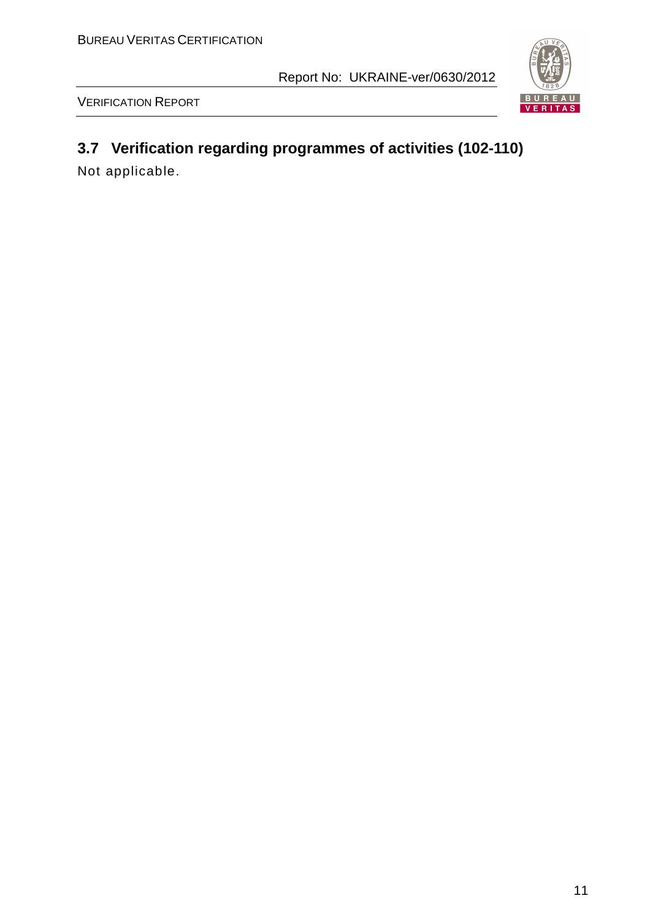## 3.7 Verification regarding programmes of activities (102-110)

Not applicable.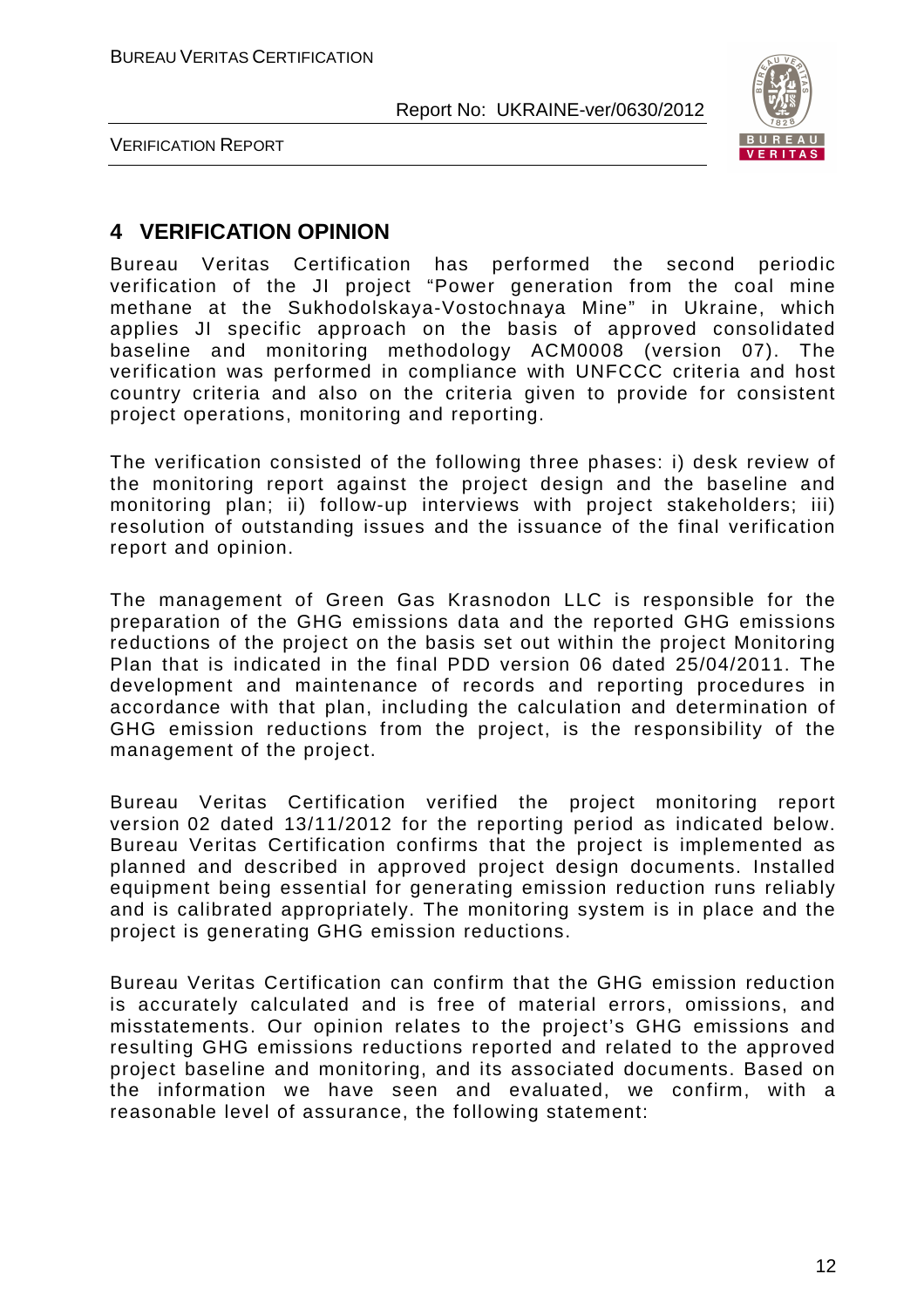## 4 VERIFICATION OPINION

Bureau Veritas Certification has performed the second periodic verification of the JI project "Power generation from the coal mine methane at the Sukhodolskaya-Vostochnaya Mine" in Ukraine, which applies JI specific approach on the basis of approved consolidated baseline and monitoring methodology ACM0008 (version 07). The verification was performed in compliance with UNFCCC criteria and host country criteria and also on the criteria given to provide for consistent project operations, monitoring and reporting.

The verification consisted of the following three phases: i) desk review of the monitoring report against the project design and the baseline and monitoring plan; ii) follow-up interviews with project stakeholders; iii) resolution of outstanding issues and the issuance of the final verification report and opinion.

The management of Green Gas Krasnodon LLC is responsible for the preparation of the GHG emissions data and the reported GHG emissions reductions of the project on the basis set out within the project Monitoring Plan that is indicated in the final PDD version 06 dated 25/04/2011. The development and maintenance of records and reporting procedures in accordance with that plan, including the calculation and determination of GHG emission reductions from the project, is the responsibility of the management of the project.

Bureau Veritas Certification verified the project monitoring report version 02 dated 13/11/2012 for the reporting period as indicated below. Bureau Veritas Certification confirms that the project is implemented as planned and described in approved project design documents. Installed equipment being essential for generating emission reduction runs reliably and is calibrated appropriately. The monitoring system is in place and the project is generating GHG emission reductions.

Bureau Veritas Certification can confirm that the GHG emission reduction is accurately calculated and is free of material errors, omissions, and misstatements. Our opinion relates to the project's GHG emissions and resulting GHG emissions reductions reported and related to the approved project baseline and monitoring, and its associated documents. Based on the information we have seen and evaluated, we confirm, with a reasonable level of assurance, the following statement: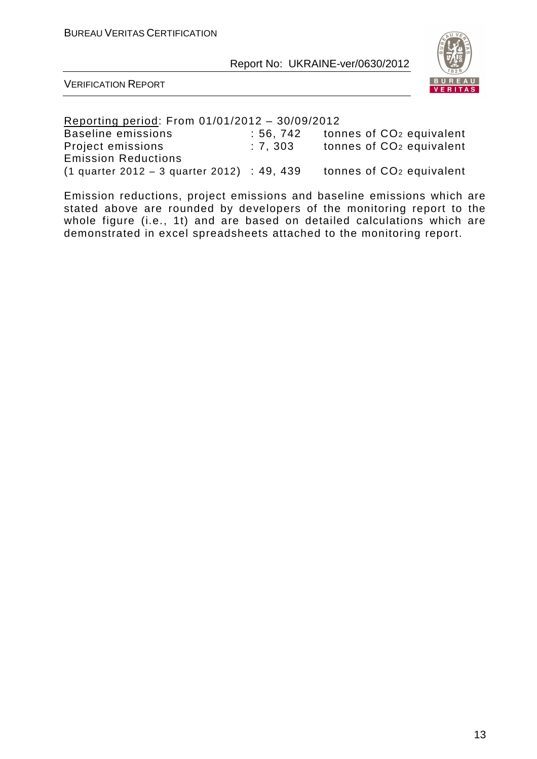<u>Reporting period</u>: From 01/01/2012 – 30/09/2012

| | | |
|---|---|---|
| Baseline emissions | : 56, 742 | tonnes of $CO_2$ equivalent |
| Project emissions | : 7, 303 | tonnes of $CO_2$ equivalent |
| Emission Reductions (1 quarter 2012 – 3 quarter 2012) | : 49, 439 | tonnes of $CO_2$ equivalent |

Emission reductions, project emissions and baseline emissions which are stated above are rounded by developers of the monitoring report to the whole figure (i.e., 1t) and are based on detailed calculations which are demonstrated in excel spreadsheets attached to the monitoring report.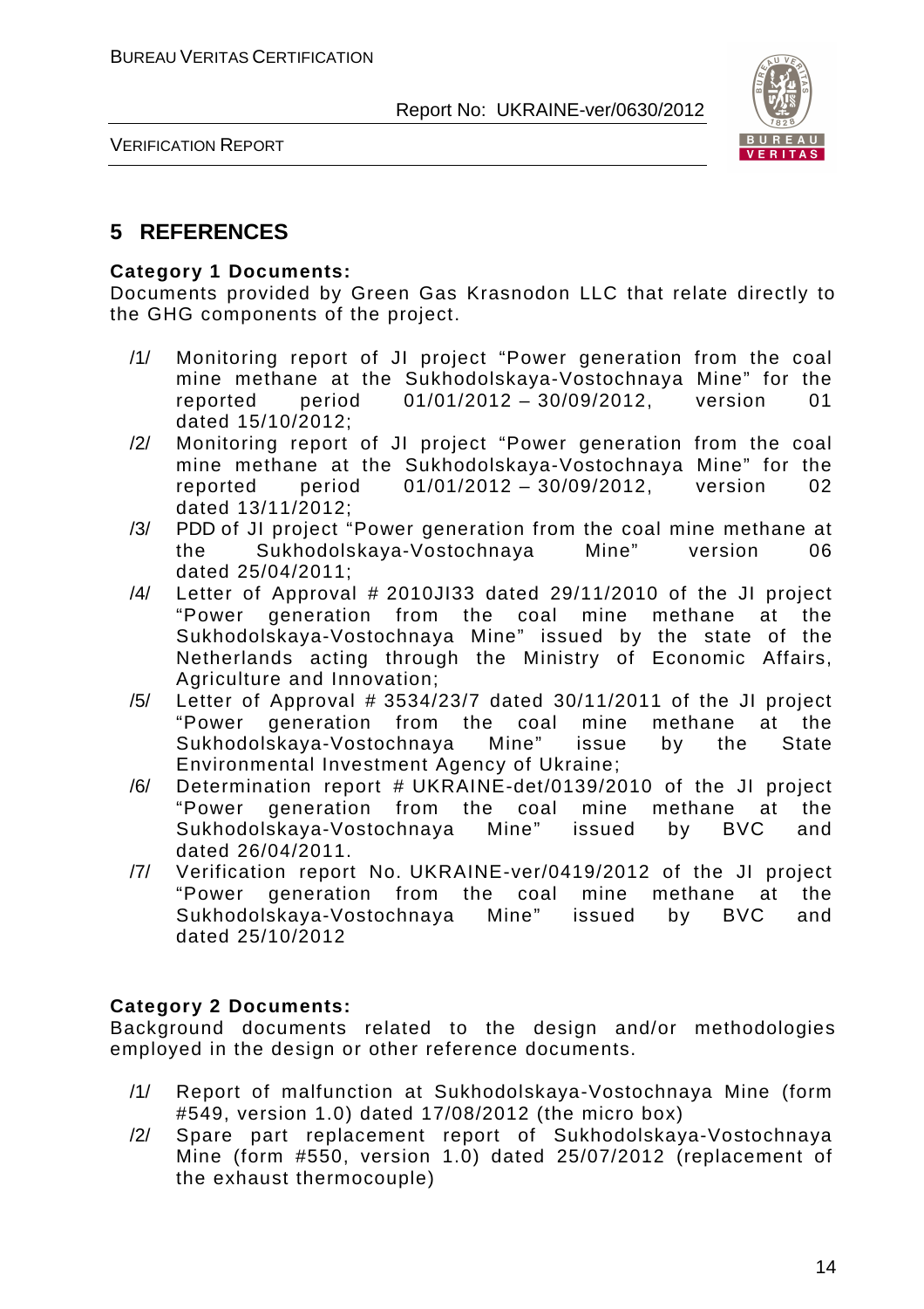# 5 REFERENCES

**Category 1 Documents:**
Documents provided by Green Gas Krasnodon LLC that relate directly to the GHG components of the project.

- /1/ Monitoring report of JI project "Power generation from the coal mine methane at the Sukhodolskaya-Vostochnaya Mine" for the reported period 01/01/2012 – 30/09/2012, version 01 dated 15/10/2012;
- /2/ Monitoring report of JI project "Power generation from the coal mine methane at the Sukhodolskaya-Vostochnaya Mine" for the reported period 01/01/2012 – 30/09/2012, version 02 dated 13/11/2012;
- /3/ PDD of JI project "Power generation from the coal mine methane at the Sukhodolskaya-Vostochnaya Mine" version 06 dated 25/04/2011;
- /4/ Letter of Approval # 2010JI33 dated 29/11/2010 of the JI project "Power generation from the coal mine methane at the Sukhodolskaya-Vostochnaya Mine" issued by the state of the Netherlands acting through the Ministry of Economic Affairs, Agriculture and Innovation;
- /5/ Letter of Approval # 3534/23/7 dated 30/11/2011 of the JI project "Power generation from the coal mine methane at the Sukhodolskaya-Vostochnaya Mine" issue by the State Environmental Investment Agency of Ukraine;
- /6/ Determination report # UKRAINE-det/0139/2010 of the JI project "Power generation from the coal mine methane at the Sukhodolskaya-Vostochnaya Mine" issued by BVC and dated 26/04/2011.
- /7/ Verification report No. UKRAINE-ver/0419/2012 of the JI project "Power generation from the coal mine methane at the Sukhodolskaya-Vostochnaya Mine" issued by BVC and dated 25/10/2012

**Category 2 Documents:**
Background documents related to the design and/or methodologies employed in the design or other reference documents.

- /1/ Report of malfunction at Sukhodolskaya-Vostochnaya Mine (form #549, version 1.0) dated 17/08/2012 (the micro box)
- /2/ Spare part replacement report of Sukhodolskaya-Vostochnaya Mine (form #550, version 1.0) dated 25/07/2012 (replacement of the exhaust thermocouple)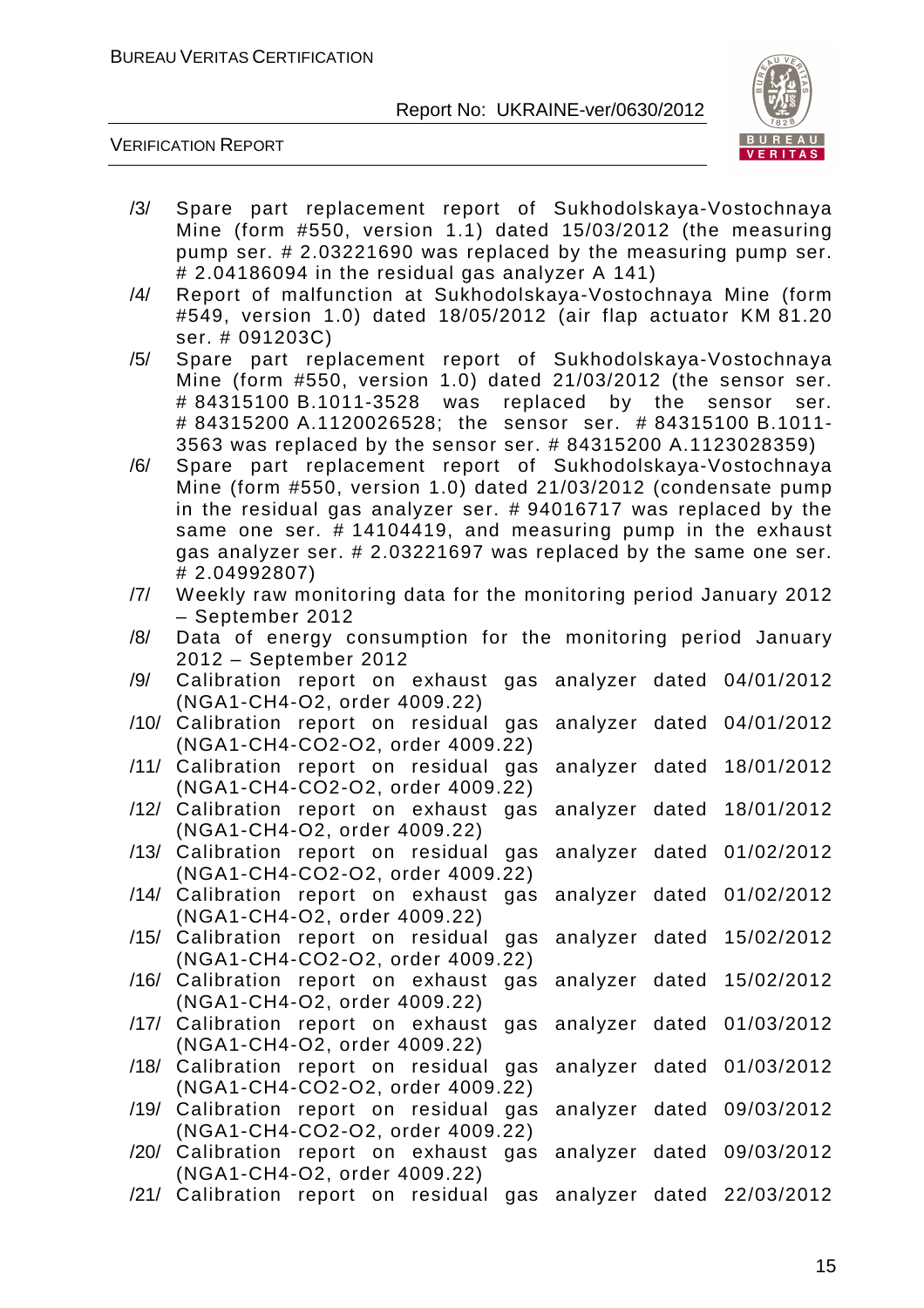/3/ Spare part replacement report of Sukhodolskaya-Vostochnaya Mine (form #550, version 1.1) dated 15/03/2012 (the measuring pump ser. # 2.03221690 was replaced by the measuring pump ser. # 2.04186094 in the residual gas analyzer A 141)

/4/ Report of malfunction at Sukhodolskaya-Vostochnaya Mine (form #549, version 1.0) dated 18/05/2012 (air flap actuator KM 81.20 ser. # 091203C)

/5/ Spare part replacement report of Sukhodolskaya-Vostochnaya Mine (form #550, version 1.0) dated 21/03/2012 (the sensor ser. # 84315100 B.1011-3528 was replaced by the sensor ser. # 84315200 A.1120026528; the sensor ser. # 84315100 B.1011-3563 was replaced by the sensor ser. # 84315200 A.1123028359)

/6/ Spare part replacement report of Sukhodolskaya-Vostochnaya Mine (form #550, version 1.0) dated 21/03/2012 (condensate pump in the residual gas analyzer ser. # 94016717 was replaced by the same one ser. # 14104419, and measuring pump in the exhaust gas analyzer ser. # 2.03221697 was replaced by the same one ser. # 2.04992807)

/7/ Weekly raw monitoring data for the monitoring period January 2012 – September 2012

/8/ Data of energy consumption for the monitoring period January 2012 – September 2012

/9/ Calibration report on exhaust gas analyzer dated 04/01/2012 (NGA1-CH4-O2, order 4009.22)

/10/ Calibration report on residual gas analyzer dated 04/01/2012 (NGA1-CH4-CO2-O2, order 4009.22)

/11/ Calibration report on residual gas analyzer dated 18/01/2012 (NGA1-CH4-O2, order 4009.22)

/12/ Calibration report on exhaust gas analyzer dated 18/01/2012 (NGA1-CH4-O2, order 4009.22)

/13/ Calibration report on residual gas analyzer dated 01/02/2012 (NGA1-CH4-CO2-O2, order 4009.22)

/14/ Calibration report on exhaust gas analyzer dated 01/02/2012 (NGA1-CH4-O2, order 4009.22)

/15/ Calibration report on residual gas analyzer dated 15/02/2012 (NGA1-CH4-CO2-O2, order 4009.22)

/16/ Calibration report on exhaust gas analyzer dated 15/02/2012 (NGA1-CH4-O2, order 4009.22)

/17/ Calibration report on exhaust gas analyzer dated 01/03/2012 (NGA1-CH4-O2, order 4009.22)

/18/ Calibration report on residual gas analyzer dated 01/03/2012 (NGA1-CH4-CO2-O2, order 4009.22)

/19/ Calibration report on residual gas analyzer dated 09/03/2012 (NGA1-CH4-CO2-O2, order 4009.22)

/20/ Calibration report on exhaust gas analyzer dated 09/03/2012 (NGA1-CH4-O2, order 4009.22)

/21/ Calibration report on residual gas analyzer dated 22/03/2012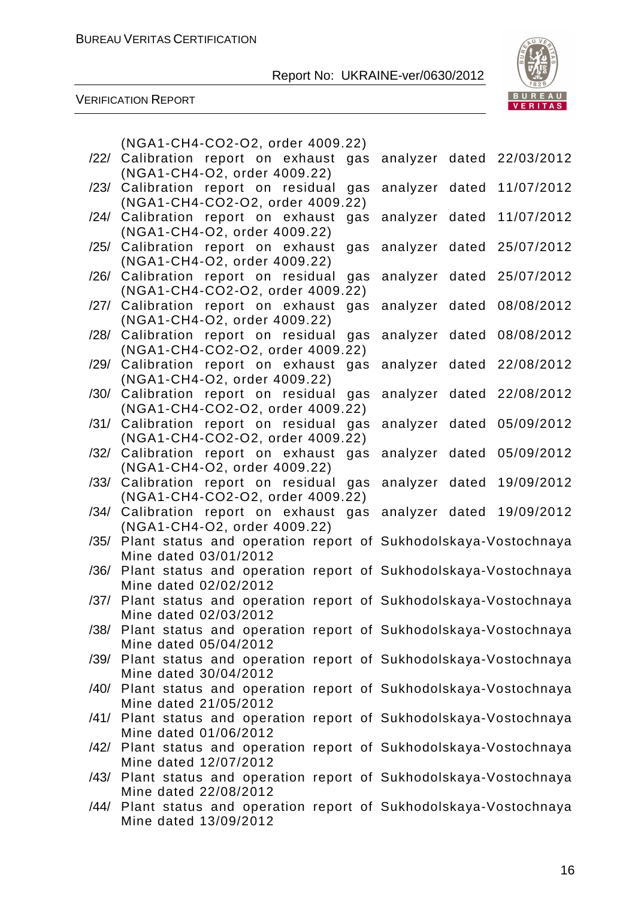(NGA1-CH4-CO2-O2, order 4009.22)

/22/ Calibration report on exhaust gas analyzer dated 22/03/2012 (NGA1-CH4-O2, order 4009.22)

/23/ Calibration report on residual gas analyzer dated 11/07/2012 (NGA1-CH4-CO2-O2, order 4009.22)

/24/ Calibration report on exhaust gas analyzer dated 11/07/2012 (NGA1-CH4-O2, order 4009.22)

/25/ Calibration report on exhaust gas analyzer dated 25/07/2012 (NGA1-CH4-O2, order 4009.22)

/26/ Calibration report on residual gas analyzer dated 25/07/2012 (NGA1-CH4-CO2-O2, order 4009.22)

/27/ Calibration report on exhaust gas analyzer dated 08/08/2012 (NGA1-CH4-O2, order 4009.22)

/28/ Calibration report on residual gas analyzer dated 08/08/2012 (NGA1-CH4-CO2-O2, order 4009.22)

/29/ Calibration report on exhaust gas analyzer dated 22/08/2012 (NGA1-CH4-O2, order 4009.22)

/30/ Calibration report on residual gas analyzer dated 22/08/2012 (NGA1-CH4-CO2-O2, order 4009.22)

/31/ Calibration report on residual gas analyzer dated 05/09/2012 (NGA1-CH4-CO2-O2, order 4009.22)

/32/ Calibration report on exhaust gas analyzer dated 05/09/2012 (NGA1-CH4-O2, order 4009.22)

/33/ Calibration report on residual gas analyzer dated 19/09/2012 (NGA1-CH4-CO2-O2, order 4009.22)

/34/ Calibration report on exhaust gas analyzer dated 19/09/2012 (NGA1-CH4-O2, order 4009.22)

/35/ Plant status and operation report of Sukhodolskaya-Vostochnaya Mine dated 03/01/2012

/36/ Plant status and operation report of Sukhodolskaya-Vostochnaya Mine dated 02/02/2012

/37/ Plant status and operation report of Sukhodolskaya-Vostochnaya Mine dated 02/03/2012

/38/ Plant status and operation report of Sukhodolskaya-Vostochnaya Mine dated 05/04/2012

/39/ Plant status and operation report of Sukhodolskaya-Vostochnaya Mine dated 30/04/2012

/40/ Plant status and operation report of Sukhodolskaya-Vostochnaya Mine dated 21/05/2012

/41/ Plant status and operation report of Sukhodolskaya-Vostochnaya Mine dated 01/06/2012

/42/ Plant status and operation report of Sukhodolskaya-Vostochnaya Mine dated 12/07/2012

/43/ Plant status and operation report of Sukhodolskaya-Vostochnaya Mine dated 22/08/2012

/44/ Plant status and operation report of Sukhodolskaya-Vostochnaya Mine dated 13/09/2012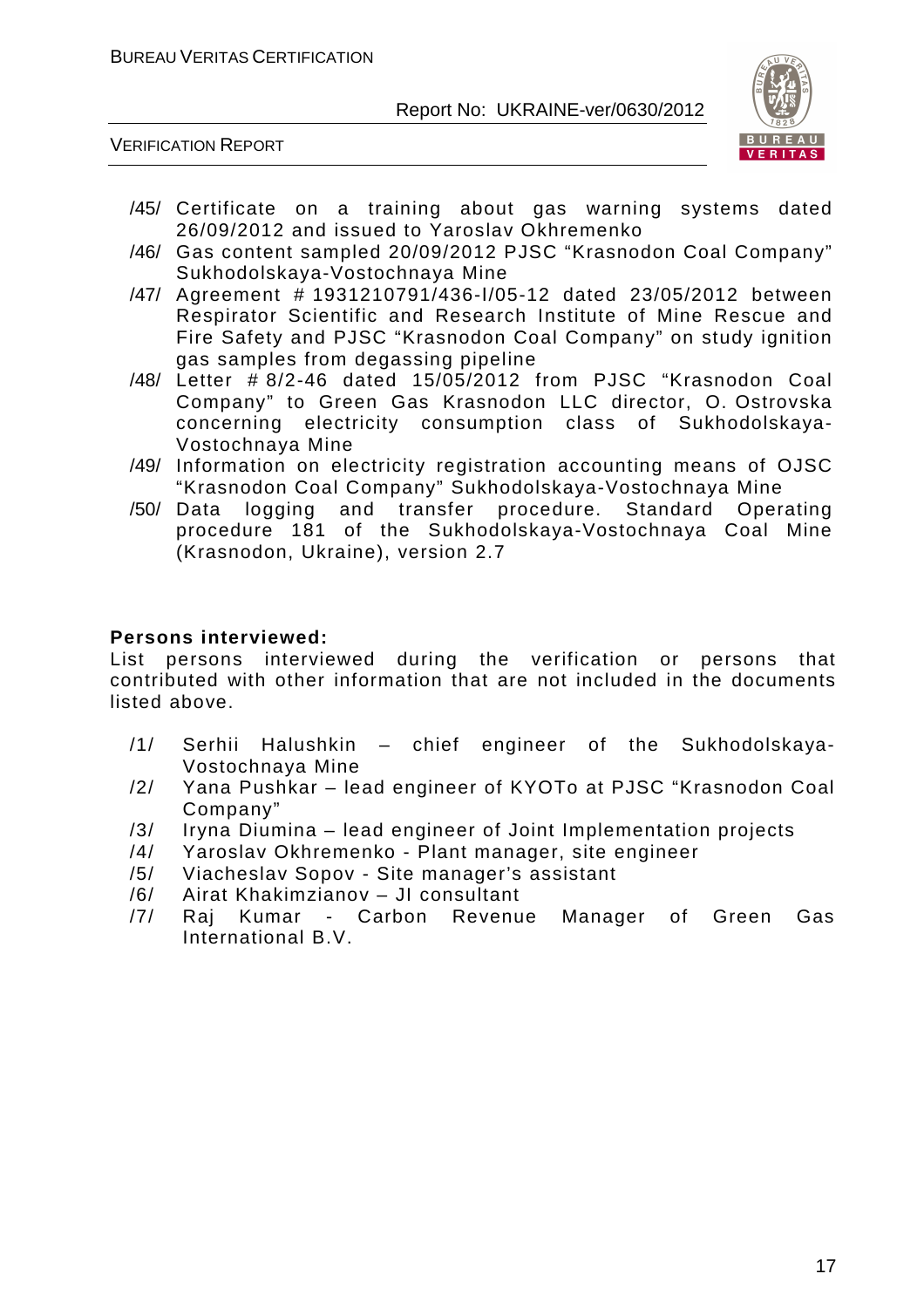/45/ Certificate on a training about gas warning systems dated 26/09/2012 and issued to Yaroslav Okhremenko

/46/ Gas content sampled 20/09/2012 PJSC "Krasnodon Coal Company" Sukhodolskaya-Vostochnaya Mine

/47/ Agreement # 1931210791/436-I/05-12 dated 23/05/2012 between Respirator Scientific and Research Institute of Mine Rescue and Fire Safety and PJSC "Krasnodon Coal Company" on study ignition gas samples from degassing pipeline

/48/ Letter # 8/2-46 dated 15/05/2012 from PJSC "Krasnodon Coal Company" to Green Gas Krasnodon LLC director, O. Ostrovska concerning electricity consumption class of Sukhodolskaya-Vostochnaya Mine

/49/ Information on electricity registration accounting means of OJSC "Krasnodon Coal Company" Sukhodolskaya-Vostochnaya Mine

/50/ Data logging and transfer procedure. Standard Operating procedure 181 of the Sukhodolskaya-Vostochnaya Coal Mine (Krasnodon, Ukraine), version 2.7

**Persons interviewed:**

List persons interviewed during the verification or persons that contributed with other information that are not included in the documents listed above.

/1/ Serhii Halushkin – chief engineer of the Sukhodolskaya-Vostochnaya Mine

/2/ Yana Pushkar – lead engineer of KYOTo at PJSC "Krasnodon Coal Company"

/3/ Iryna Diumina – lead engineer of Joint Implementation projects

/4/ Yaroslav Okhremenko - Plant manager, site engineer

/5/ Viacheslav Sopov - Site manager's assistant

/6/ Airat Khakimzianov – JI consultant

/7/ Raj Kumar - Carbon Revenue Manager of Green Gas International B.V.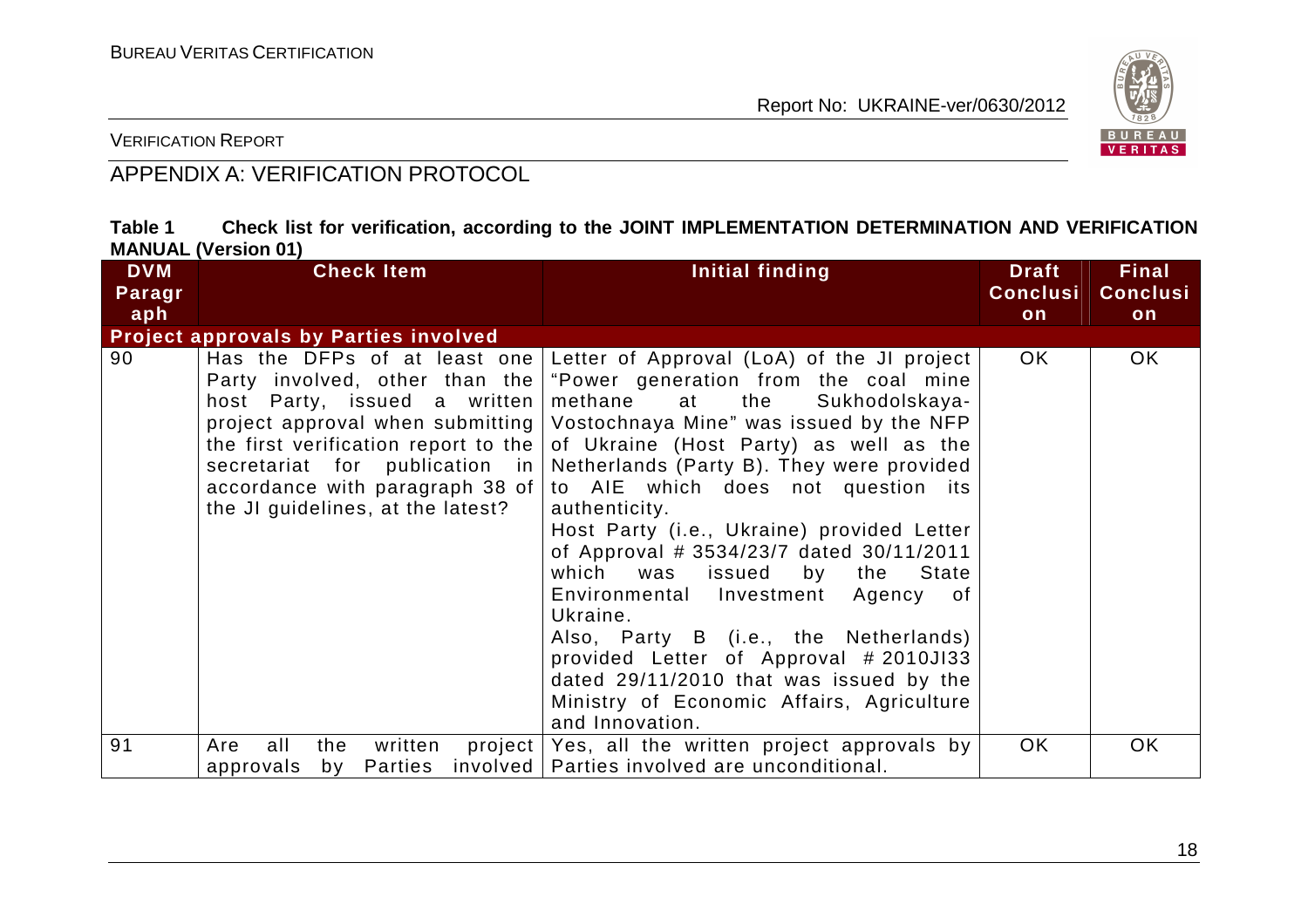## APPENDIX A: VERIFICATION PROTOCOL

**Table 1 Check list for verification, according to the JOINT IMPLEMENTATION DETERMINATION AND VERIFICATION MANUAL (Version 01)**

| DVM Paragraph | Check Item | Initial finding | Draft Conclusion | Final Conclusion |
|---|---|---|---|---|
| **Project approvals by Parties involved** | | | | |
| 90 | Has the DFPs of at least one Party involved, other than the host Party, issued a written project approval when submitting the first verification report to the secretariat for publication in accordance with paragraph 38 of the JI guidelines, at the latest? | Letter of Approval (LoA) of the JI project "Power generation from the coal mine methane at the Sukhodolskaya-Vostochnaya Mine" was issued by the NFP of Ukraine (Host Party) as well as the Netherlands (Party B). They were provided to AIE which does not question its authenticity.<br>Host Party (i.e., Ukraine) provided Letter of Approval # 3534/23/7 dated 30/11/2011 which was issued by the State Environmental Investment Agency of Ukraine.<br>Also, Party B (i.e., the Netherlands) provided Letter of Approval # 2010JI33 dated 29/11/2010 that was issued by the Ministry of Economic Affairs, Agriculture and Innovation. | OK | OK |
| 91 | Are all the written project approvals by Parties involved | Yes, all the written project approvals by Parties involved are unconditional. | OK | OK |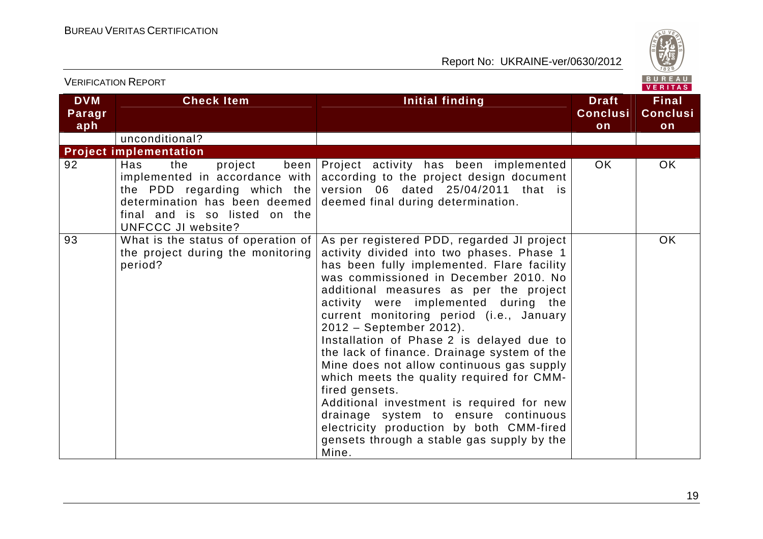| DVM Paragraph | Check Item | Initial finding | Draft Conclusion | Final Conclusion |
|---|---|---|---|---|
| | unconditional? | | | |
| **Project implementation** | | | | |
| 92 | Has the project been implemented in accordance with the PDD regarding which the determination has been deemed final and is so listed on the UNFCCC JI website? | Project activity has been implemented according to the project design document version 06 dated 25/04/2011 that is deemed final during determination. | OK | OK |
| 93 | What is the status of operation of the project during the monitoring period? | As per registered PDD, regarded JI project activity divided into two phases. Phase 1 has been fully implemented. Flare facility was commissioned in December 2010. No additional measures as per the project activity were implemented during the current monitoring period (i.e., January 2012 – September 2012).<br>Installation of Phase 2 is delayed due to the lack of finance. Drainage system of the Mine does not allow continuous gas supply which meets the quality required for CMM-fired gensets.<br>Additional investment is required for new drainage system to ensure continuous electricity production by both CMM-fired gensets through a stable gas supply by the Mine. | | OK |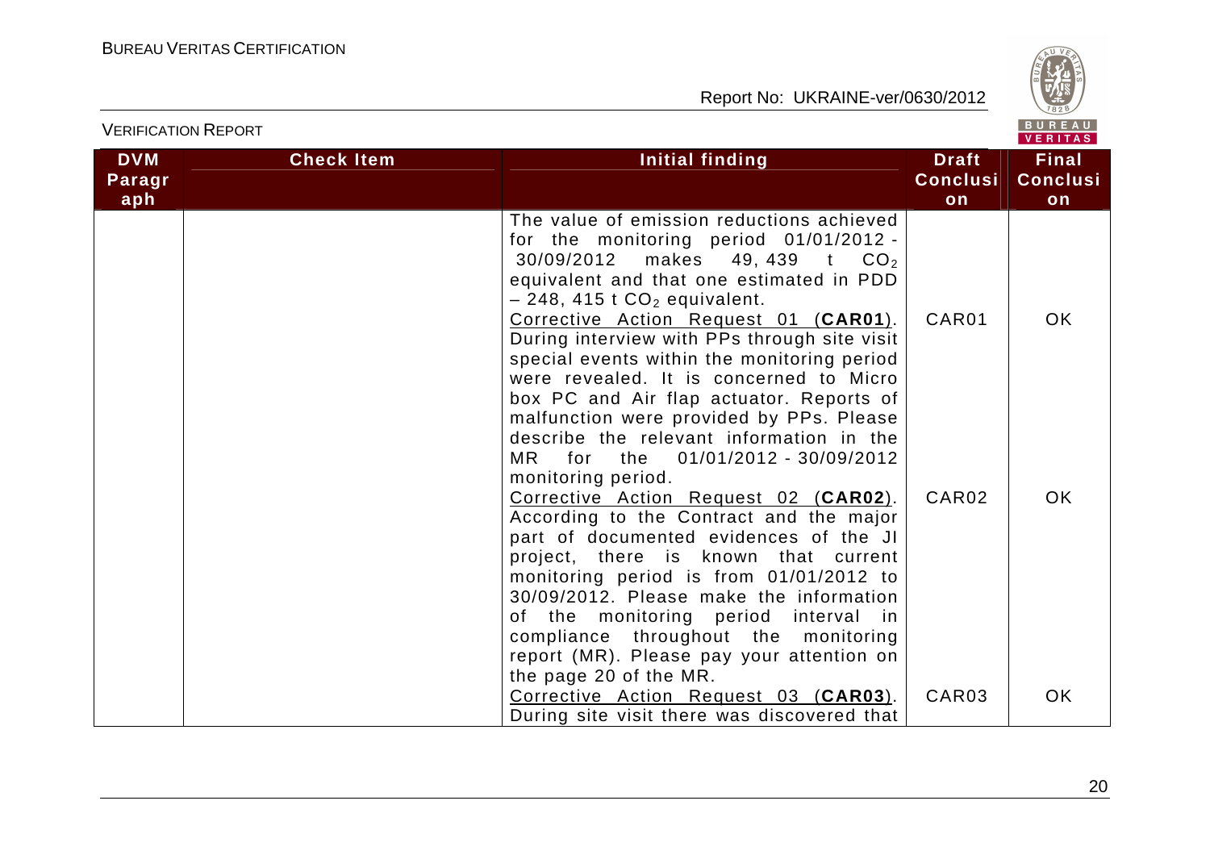| DVM Paragraph | Check Item | Initial finding | Draft Conclusion | Final Conclusion |
|---|---|---|---|---|
| | | The value of emission reductions achieved for the monitoring period 01/01/2012 - 30/09/2012 makes 49, 439 t $CO_2$ equivalent and that one estimated in PDD – 248, 415 t $CO_2$ equivalent. | | |
| | | Corrective Action Request 01 (**CAR01**). During interview with PPs through site visit special events within the monitoring period were revealed. It is concerned to Micro box PC and Air flap actuator. Reports of malfunction were provided by PPs. Please describe the relevant information in the MR for the 01/01/2012 - 30/09/2012 monitoring period. | CAR01 | OK |
| | | Corrective Action Request 02 (**CAR02**). According to the Contract and the major part of documented evidences of the JI project, there is known that current monitoring period is from 01/01/2012 to 30/09/2012. Please make the information of the monitoring period interval in compliance throughout the monitoring report (MR). Please pay your attention on the page 20 of the MR. | CAR02 | OK |
| | | Corrective Action Request 03 (**CAR03**). During site visit there was discovered that | CAR03 | OK |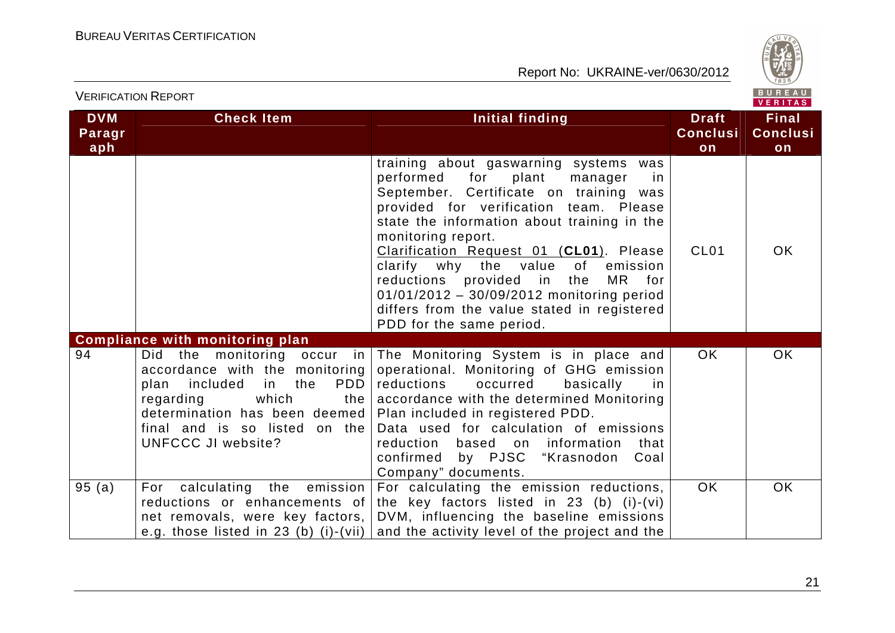| DVM Paragraph | Check Item | Initial finding | Draft Conclusion | Final Conclusion |
|---|---|---|---|---|
| | | training about gaswarning systems was performed for plant manager in September. Certificate on training was provided for verification team. Please state the information about training in the monitoring report.<br>Clarification Request 01 (**CL01**). Please clarify why the value of emission reductions provided in the MR for 01/01/2012 – 30/09/2012 monitoring period differs from the value stated in registered PDD for the same period. | CL01 | OK |
| **Compliance with monitoring plan** | | | | |
| 94 | Did the monitoring occur in accordance with the monitoring plan included in the PDD regarding which the determination has been deemed final and is so listed on the UNFCCC JI website? | The Monitoring System is in place and operational. Monitoring of GHG emission reductions occurred basically in accordance with the determined Monitoring Plan included in registered PDD.<br>Data used for calculation of emissions reduction based on information that confirmed by PJSC "Krasnodon Coal Company" documents. | OK | OK |
| 95 (a) | For calculating the emission reductions or enhancements of net removals, were key factors, e.g. those listed in 23 (b) (i)-(vii) | For calculating the emission reductions, the key factors listed in 23 (b) (i)-(vi) DVM, influencing the baseline emissions and the activity level of the project and the | OK | OK |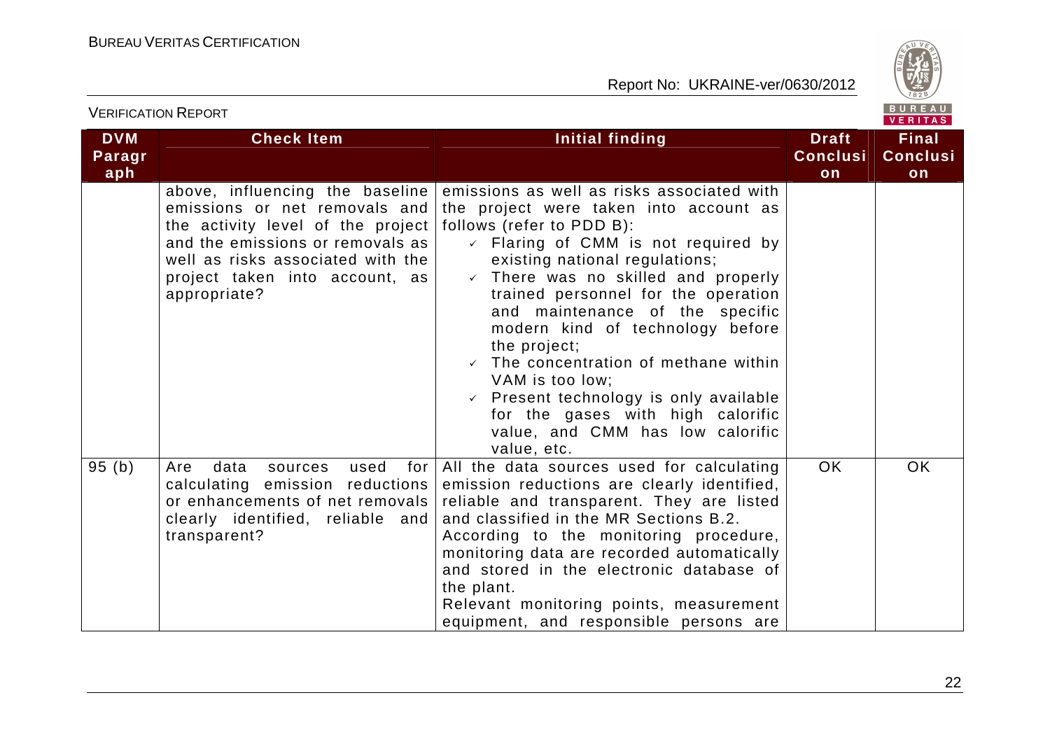| DVM Paragraph | Check Item | Initial finding | Draft Conclusion | Final Conclusion |
|---|---|---|---|---|
| | above, influencing the baseline emissions or net removals and the activity level of the project and the emissions or removals as well as risks associated with the project taken into account, as appropriate? | emissions as well as risks associated with the project were taken into account as follows (refer to PDD B):<br>✓ Flaring of CMM is not required by existing national regulations;<br>✓ There was no skilled and properly trained personnel for the operation and maintenance of the specific modern kind of technology before the project;<br>✓ The concentration of methane within VAM is too low;<br>✓ Present technology is only available for the gases with high calorific value, and CMM has low calorific value, etc. | | |
| 95 (b) | Are data sources used for calculating emission reductions or enhancements of net removals clearly identified, reliable and transparent? | All the data sources used for calculating emission reductions are clearly identified, reliable and transparent. They are listed and classified in the MR Sections B.2.<br>According to the monitoring procedure, monitoring data are recorded automatically and stored in the electronic database of the plant.<br>Relevant monitoring points, measurement equipment, and responsible persons are | OK | OK |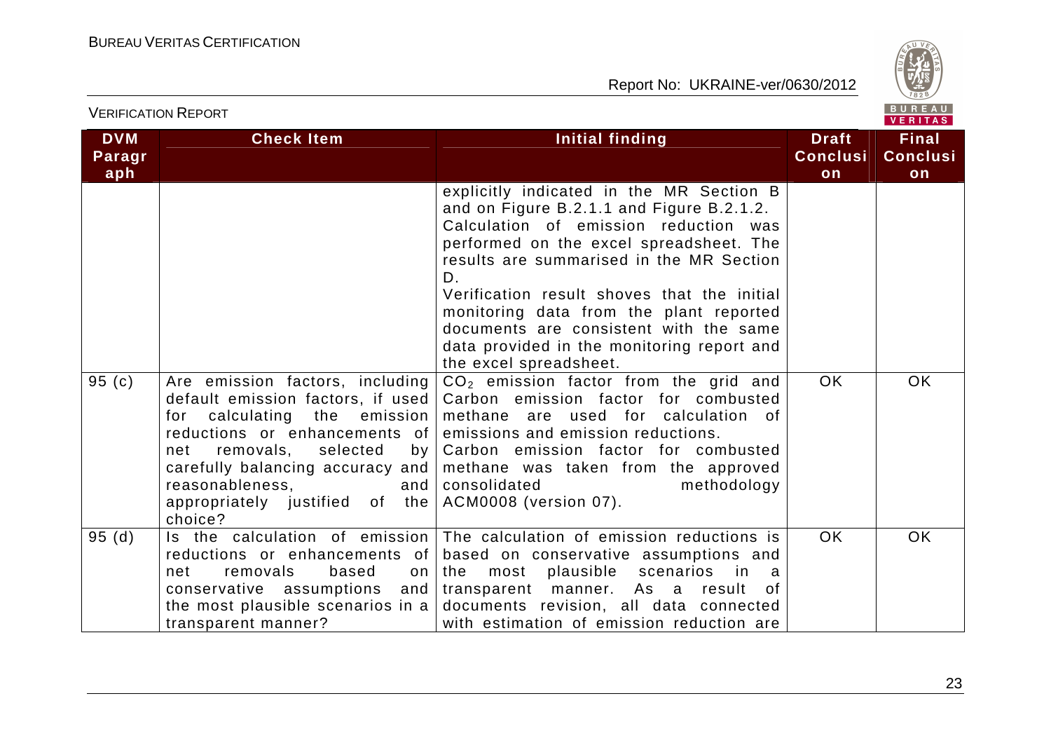| DVM Paragraph | Check Item | Initial finding | Draft Conclusion | Final Conclusion |
|---|---|---|---|---|
| | | explicitly indicated in the MR Section B and on Figure B.2.1.1 and Figure B.2.1.2. Calculation of emission reduction was performed on the excel spreadsheet. The results are summarised in the MR Section D. Verification result shoves that the initial monitoring data from the plant reported documents are consistent with the same data provided in the monitoring report and the excel spreadsheet. | | |
| 95 (c) | Are emission factors, including default emission factors, if used for calculating the emission reductions or enhancements of net removals, selected by carefully balancing accuracy and reasonableness, and appropriately justified of the choice? | $CO_2$ emission factor from the grid and Carbon emission factor for combusted methane are used for calculation of emissions and emission reductions. Carbon emission factor for combusted methane was taken from the approved consolidated methodology ACM0008 (version 07). | OK | OK |
| 95 (d) | Is the calculation of emission reductions or enhancements of net removals based on conservative assumptions and the most plausible scenarios in a transparent manner? | The calculation of emission reductions is based on conservative assumptions and the most plausible scenarios in a transparent manner. As a result of documents revision, all data connected with estimation of emission reduction are | OK | OK |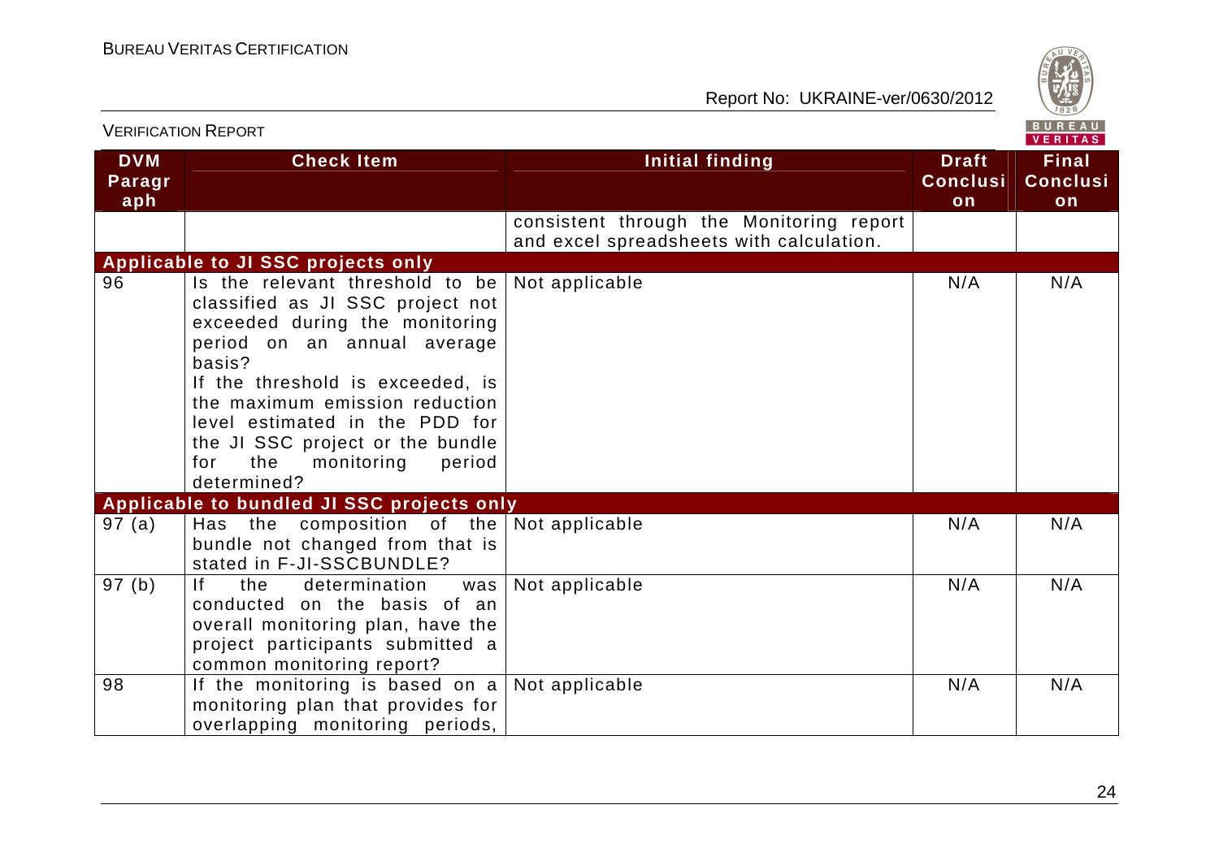| DVM Paragraph | Check Item | Initial finding | Draft Conclusion | Final Conclusion |
|---|---|---|---|---|
| | | consistent through the Monitoring report and excel spreadsheets with calculation. | | |
| **Applicable to JI SSC projects only** | | | | |
| 96 | Is the relevant threshold to be classified as JI SSC project not exceeded during the monitoring period on an annual average basis? If the threshold is exceeded, is the maximum emission reduction level estimated in the PDD for the JI SSC project or the bundle for the monitoring period determined? | Not applicable | N/A | N/A |
| **Applicable to bundled JI SSC projects only** | | | | |
| 97 (a) | Has the composition of the bundle not changed from that is stated in F-JI-SSCBUNDLE? | Not applicable | N/A | N/A |
| 97 (b) | If the determination was conducted on the basis of an overall monitoring plan, have the project participants submitted a common monitoring report? | Not applicable | N/A | N/A |
| 98 | If the monitoring is based on a monitoring plan that provides for overlapping monitoring periods, | Not applicable | N/A | N/A |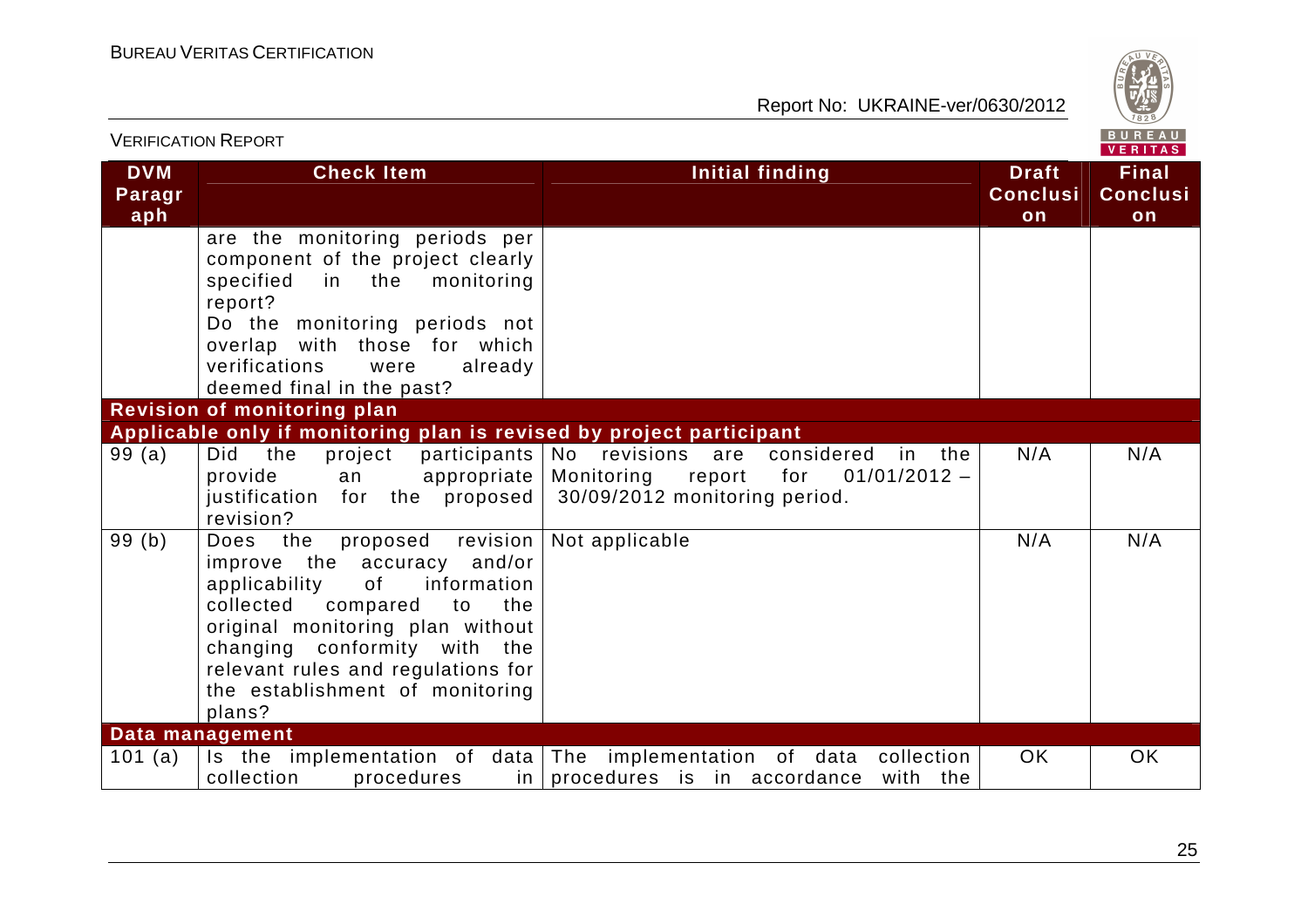| DVM Paragraph | Check Item | Initial finding | Draft Conclusion | Final Conclusion |
|---|---|---|---|---|
| | are the monitoring periods per component of the project clearly specified in the monitoring report?<br>Do the monitoring periods not overlap with those for which verifications were already deemed final in the past? | | | |
| **Revision of monitoring plan** | | | | |
| **Applicable only if monitoring plan is revised by project participant** | | | | |
| 99 (a) | Did the project participants provide an appropriate justification for the proposed revision? | No revisions are considered in the Monitoring report for 01/01/2012 – 30/09/2012 monitoring period. | N/A | N/A |
| 99 (b) | Does the proposed revision improve the accuracy and/or applicability of information collected compared to the original monitoring plan without changing conformity with the relevant rules and regulations for the establishment of monitoring plans? | Not applicable | N/A | N/A |
| **Data management** | | | | |
| 101 (a) | Is the implementation of data collection procedures in | The implementation of data collection procedures is in accordance with the | OK | OK |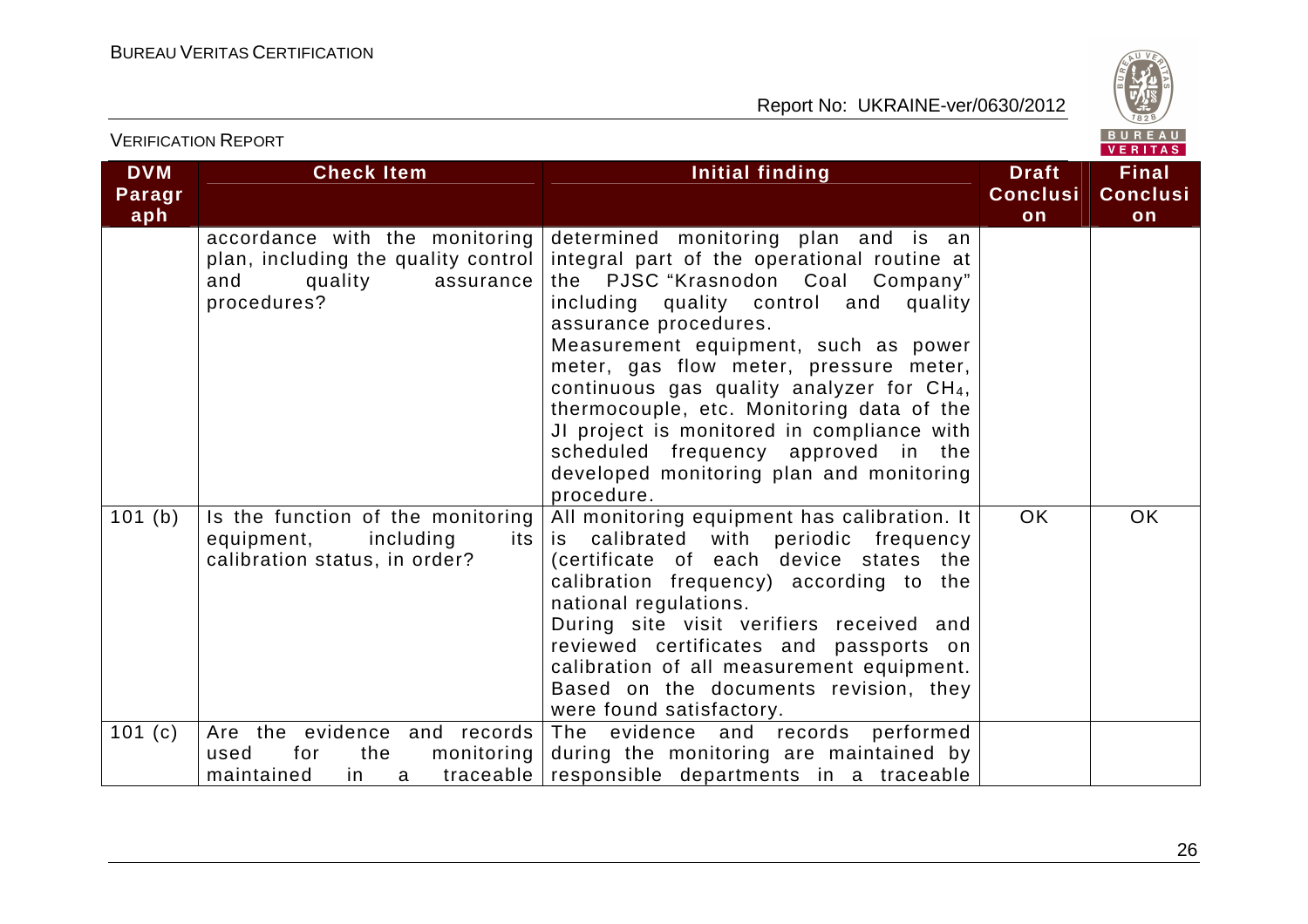| DVM Paragraph | Check Item | Initial finding | Draft Conclusion | Final Conclusion |
|---|---|---|---|---|
| | accordance with the monitoring plan, including the quality control and quality assurance procedures? | determined monitoring plan and is an integral part of the operational routine at the PJSC "Krasnodon Coal Company" including quality control and quality assurance procedures.<br>Measurement equipment, such as power meter, gas flow meter, pressure meter, continuous gas quality analyzer for $CH_4$, thermocouple, etc. Monitoring data of the JI project is monitored in compliance with scheduled frequency approved in the developed monitoring plan and monitoring procedure. | | |
| 101 (b) | Is the function of the monitoring equipment, including its calibration status, in order? | All monitoring equipment has calibration. It is calibrated with periodic frequency (certificate of each device states the calibration frequency) according to the national regulations.<br>During site visit verifiers received and reviewed certificates and passports on calibration of all measurement equipment. Based on the documents revision, they were found satisfactory. | OK | OK |
| 101 (c) | Are the evidence and records used for the monitoring maintained in a traceable | The evidence and records performed during the monitoring are maintained by responsible departments in a traceable | | |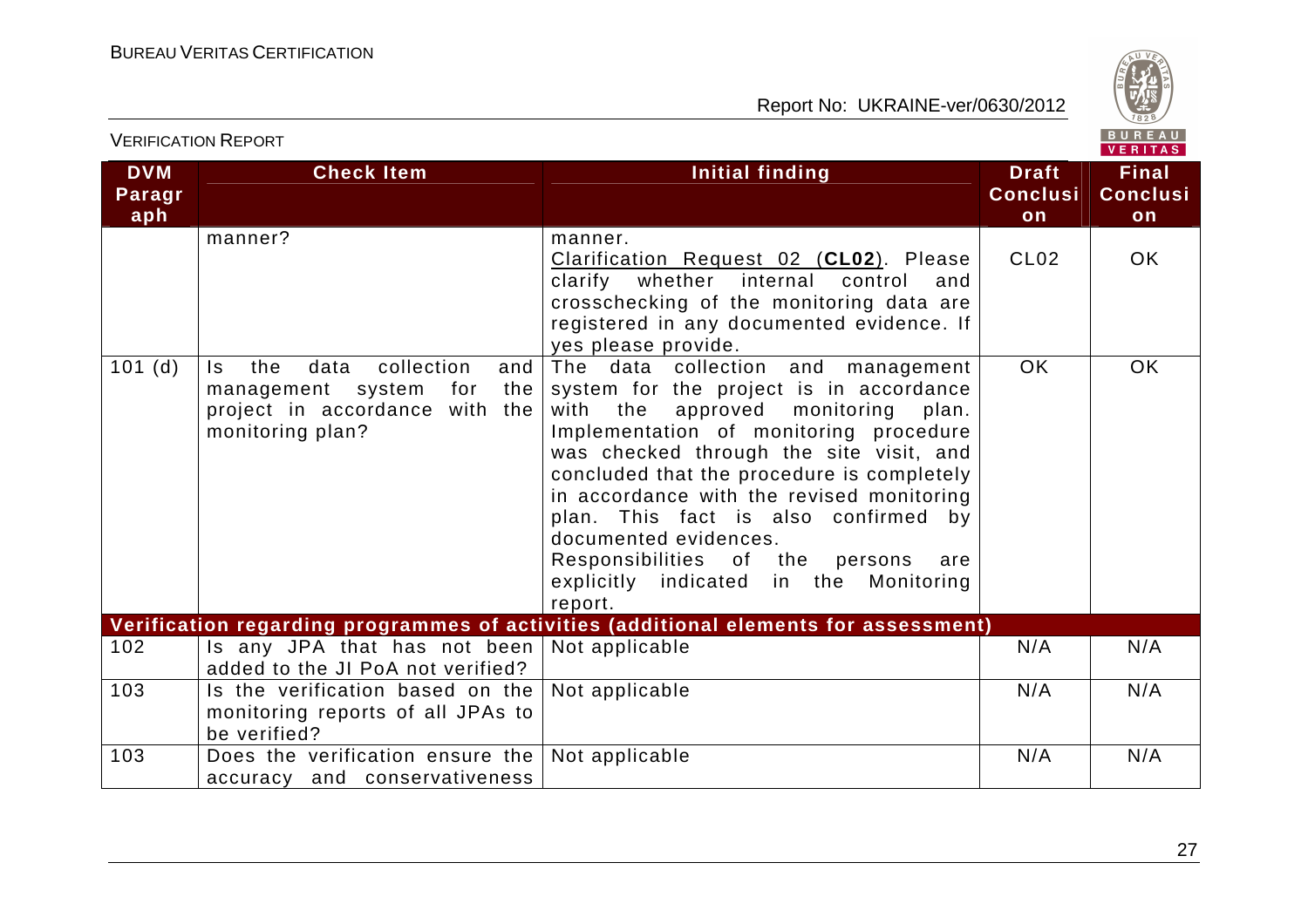| DVM Paragraph | Check Item | Initial finding | Draft Conclusion | Final Conclusion |
|---|---|---|---|---|
| | manner? | manner.<br>Clarification Request 02 (**CL02**). Please clarify whether internal control and crosschecking of the monitoring data are registered in any documented evidence. If yes please provide. | CL02 | OK |
| 101 (d) | Is the data collection and management system for the project in accordance with the monitoring plan? | The data collection and management system for the project is in accordance with the approved monitoring plan. Implementation of monitoring procedure was checked through the site visit, and concluded that the procedure is completely in accordance with the revised monitoring plan. This fact is also confirmed by documented evidences.<br>Responsibilities of the persons are explicitly indicated in the Monitoring report. | OK | OK |
| **Verification regarding programmes of activities (additional elements for assessment)** | | | | |
| 102 | Is any JPA that has not been added to the JI PoA not verified? | Not applicable | N/A | N/A |
| 103 | Is the verification based on the monitoring reports of all JPAs to be verified? | Not applicable | N/A | N/A |
| 103 | Does the verification ensure the accuracy and conservativeness | Not applicable | N/A | N/A |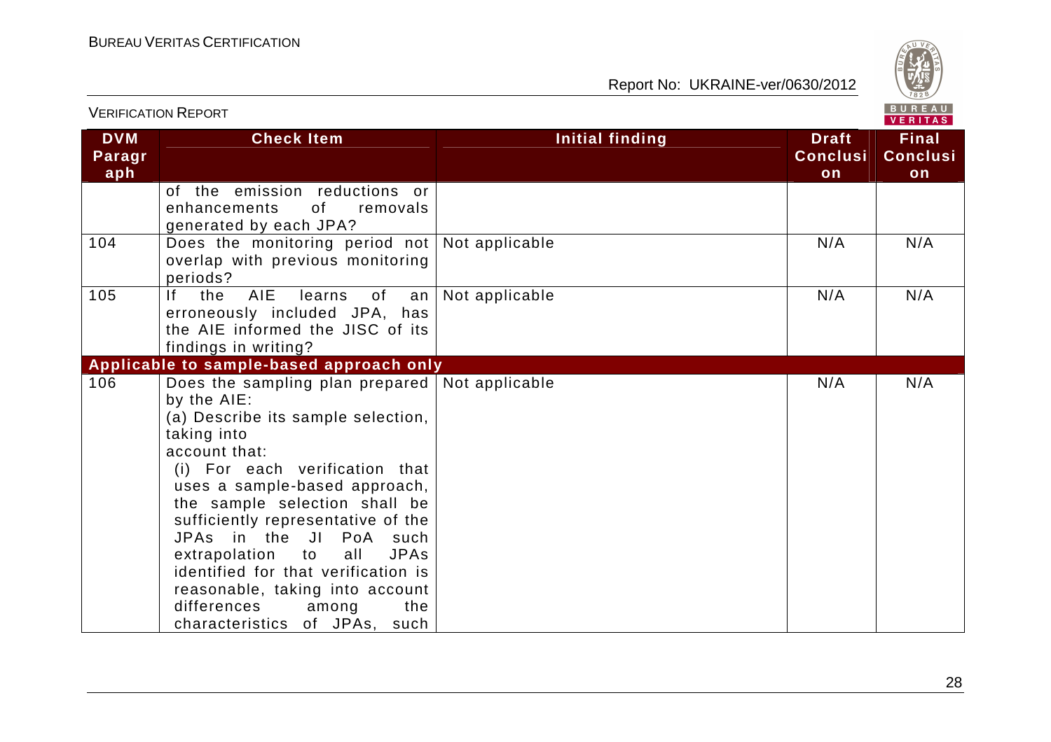| DVM Paragraph | Check Item | Initial finding | Draft Conclusion | Final Conclusion |
|---|---|---|---|---|
| | of the emission reductions or enhancements of removals generated by each JPA? | | | |
| 104 | Does the monitoring period not overlap with previous monitoring periods? | Not applicable | N/A | N/A |
| 105 | If the AIE learns of an erroneously included JPA, has the AIE informed the JISC of its findings in writing? | Not applicable | N/A | N/A |
| **Applicable to sample-based approach only** | | | | |
| 106 | Does the sampling plan prepared by the AIE:<br>(a) Describe its sample selection, taking into account that:<br>(i) For each verification that uses a sample-based approach, the sample selection shall be sufficiently representative of the JPAs in the JI PoA such extrapolation to all JPAs identified for that verification is reasonable, taking into account differences among the characteristics of JPAs, such | Not applicable | N/A | N/A |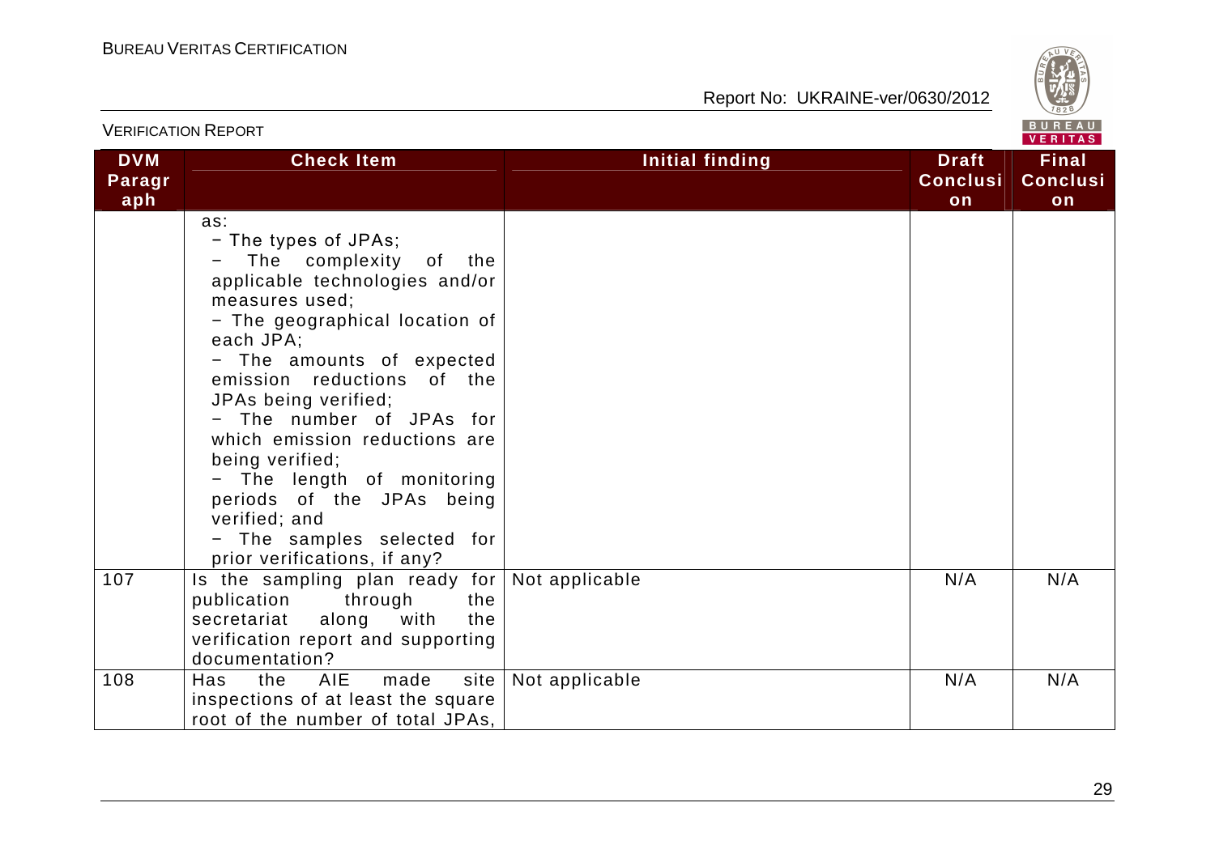| DVM Paragraph | Check Item | Initial finding | Draft Conclusion | Final Conclusion |
|---|---|---|---|---|
| | as:<br>− The types of JPAs;<br>− The complexity of the applicable technologies and/or measures used;<br>− The geographical location of each JPA;<br>− The amounts of expected emission reductions of the JPAs being verified;<br>− The number of JPAs for which emission reductions are being verified;<br>− The length of monitoring periods of the JPAs being verified; and<br>− The samples selected for prior verifications, if any? | | | |
| 107 | Is the sampling plan ready for publication through the secretariat along with the verification report and supporting documentation? | Not applicable | N/A | N/A |
| 108 | Has the AIE made site inspections of at least the square root of the number of total JPAs, | Not applicable | N/A | N/A |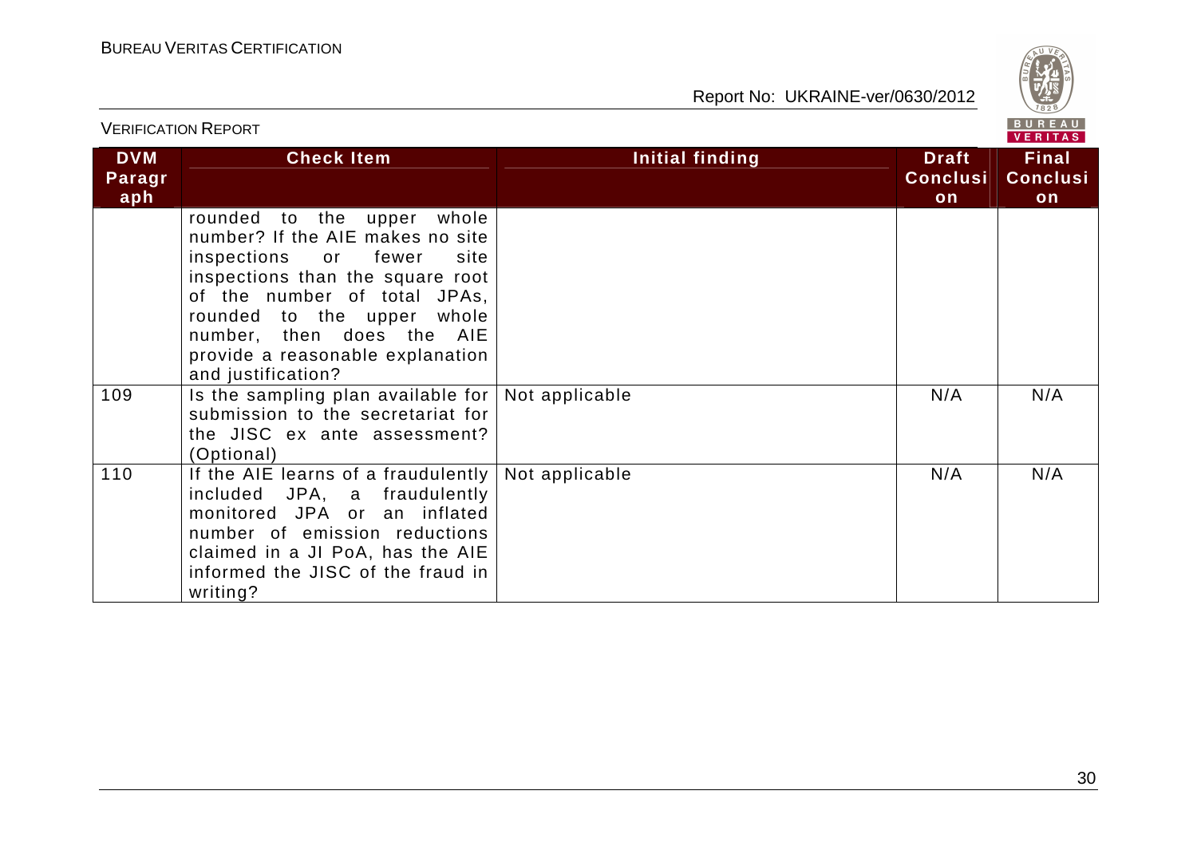| DVM Paragraph | Check Item | Initial finding | Draft Conclusion | Final Conclusion |
|---|---|---|---|---|
| | rounded to the upper whole number? If the AIE makes no site inspections or fewer site inspections than the square root of the number of total JPAs, rounded to the upper whole number, then does the AIE provide a reasonable explanation and justification? | | | |
| 109 | Is the sampling plan available for submission to the secretariat for the JISC ex ante assessment? (Optional) | Not applicable | N/A | N/A |
| 110 | If the AIE learns of a fraudulently included JPA, a fraudulently monitored JPA or an inflated number of emission reductions claimed in a JI PoA, has the AIE informed the JISC of the fraud in writing? | Not applicable | N/A | N/A |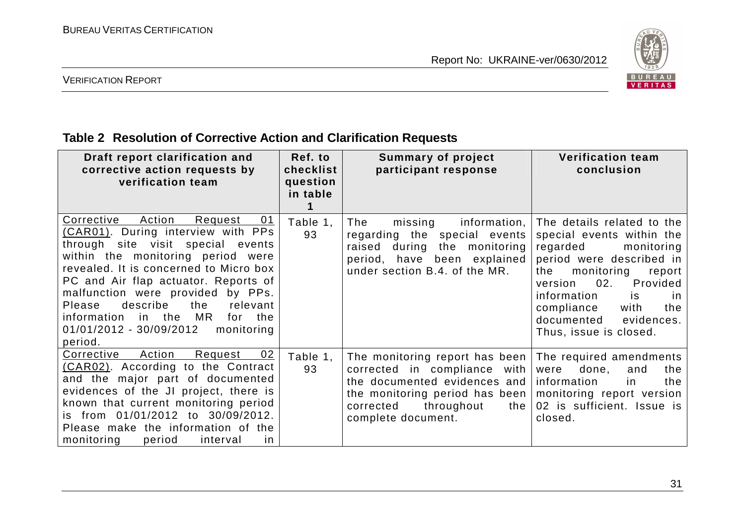## Table 2 Resolution of Corrective Action and Clarification Requests

| Draft report clarification and corrective action requests by verification team | Ref. to checklist question in table 1 | Summary of project participant response | Verification team conclusion |
|---|---|---|---|
| Corrective Action Request 01 (CAR01). During interview with PPs through site visit special events within the monitoring period were revealed. It is concerned to Micro box PC and Air flap actuator. Reports of malfunction were provided by PPs. Please describe the relevant information in the MR for the 01/01/2012 - 30/09/2012 monitoring period. | Table 1, 93 | The missing information, regarding the special events raised during the monitoring period, have been explained under section B.4. of the MR. | The details related to the special events within the regarded monitoring period were described in the monitoring report version 02. Provided information is in compliance with the documented evidences. Thus, issue is closed. |
| Corrective Action Request 02 (CAR02). According to the Contract and the major part of documented evidences of the JI project, there is known that current monitoring period is from 01/01/2012 to 30/09/2012. Please make the information of the monitoring period interval in | Table 1, 93 | The monitoring report has been corrected in compliance with the documented evidences and the monitoring period has been corrected throughout the complete document. | The required amendments were done, and the information in the monitoring report version 02 is sufficient. Issue is closed. |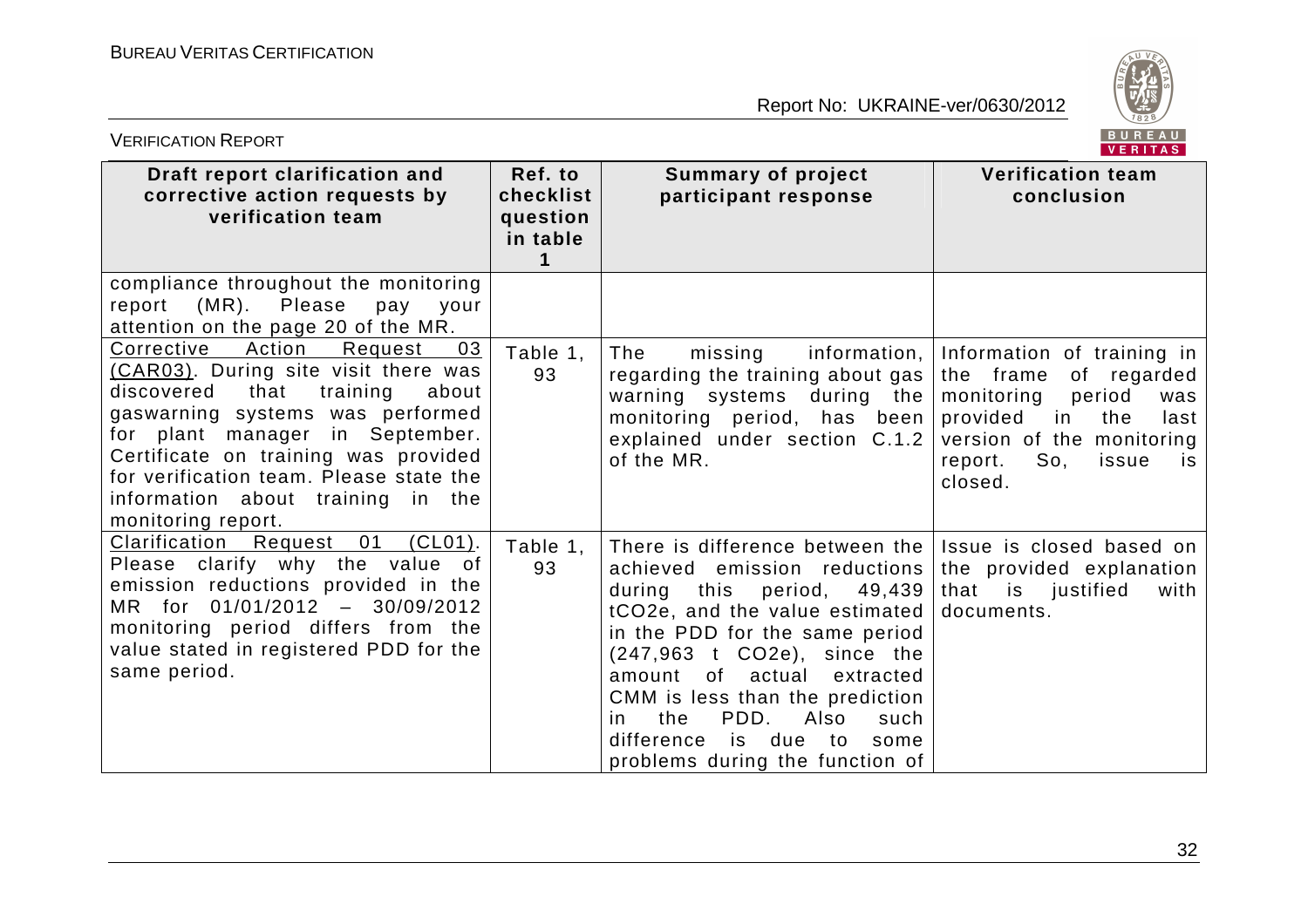| Draft report clarification and corrective action requests by verification team | Ref. to checklist question in table 1 | Summary of project participant response | Verification team conclusion |
|---|---|---|---|
| compliance throughout the monitoring report (MR). Please pay your attention on the page 20 of the MR. | | | |
| Corrective Action Request 03 (CAR03). During site visit there was discovered that training about gaswarning systems was performed for plant manager in September. Certificate on training was provided for verification team. Please state the information about training in the monitoring report. | Table 1, 93 | The missing information, regarding the training about gas warning systems during the monitoring period, has been explained under section C.1.2 of the MR. | Information of training in the frame of regarded monitoring period was provided in the last version of the monitoring report. So, issue is closed. |
| Clarification Request 01 (CL01). Please clarify why the value of emission reductions provided in the MR for 01/01/2012 – 30/09/2012 monitoring period differs from the value stated in registered PDD for the same period. | Table 1, 93 | There is difference between the achieved emission reductions during this period, 49,439 $tCO_2e$, and the value estimated in the PDD for the same period (247,963 t $CO_2e$), since the amount of actual extracted CMM is less than the prediction in the PDD. Also such difference is due to some problems during the function of | Issue is closed based on the provided explanation that is justified with documents. |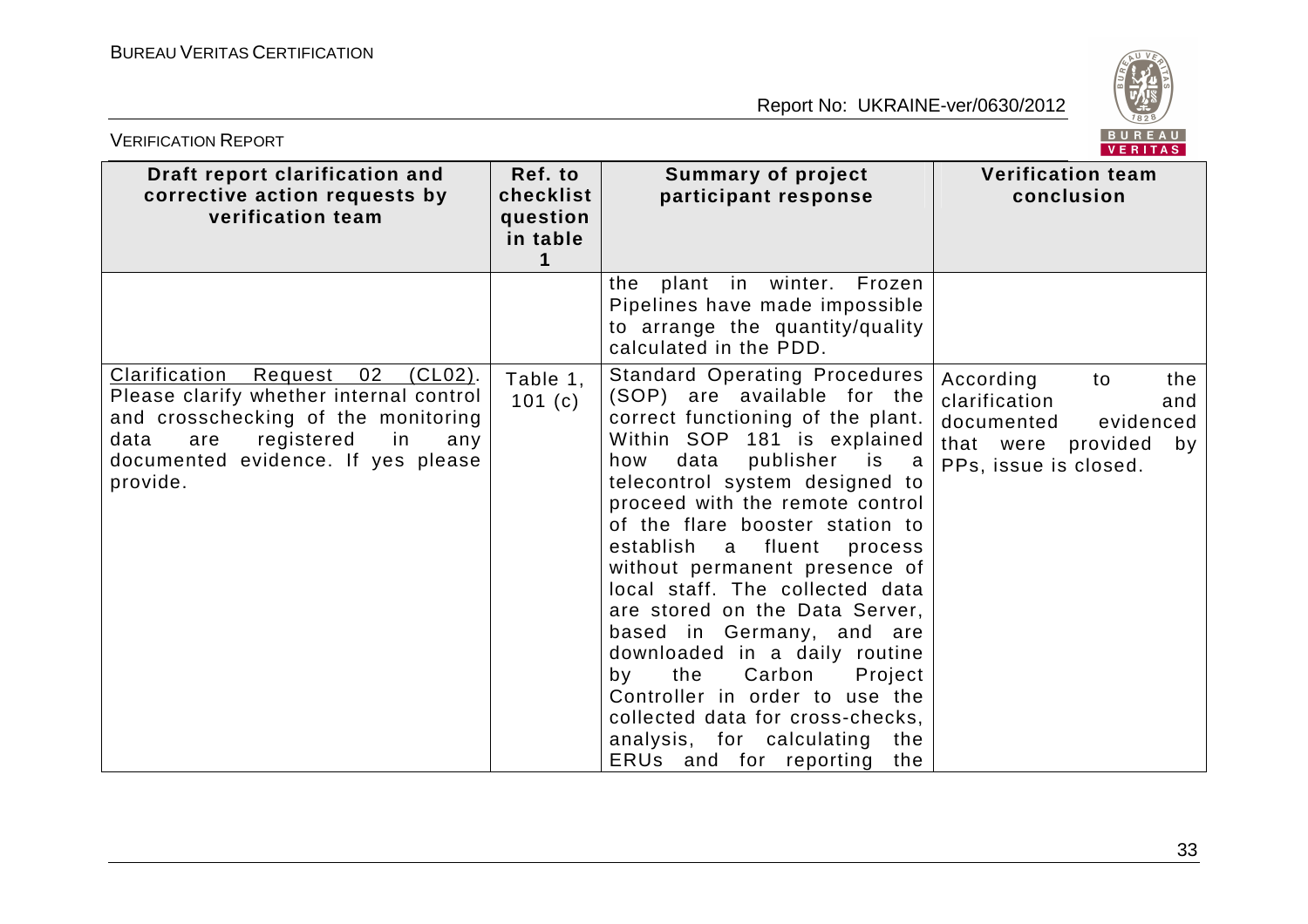| Draft report clarification and corrective action requests by verification team | Ref. to checklist question in table 1 | Summary of project participant response | Verification team conclusion |
|---|---|---|---|
| | | the plant in winter. Frozen Pipelines have made impossible to arrange the quantity/quality calculated in the PDD. | |
| Clarification Request 02 (CL02). Please clarify whether internal control and crosschecking of the monitoring data are registered in any documented evidence. If yes please provide. | Table 1, 101 (c) | Standard Operating Procedures (SOP) are available for the correct functioning of the plant. Within SOP 181 is explained how data publisher is a telecontrol system designed to proceed with the remote control of the flare booster station to establish a fluent process without permanent presence of local staff. The collected data are stored on the Data Server, based in Germany, and are downloaded in a daily routine by the Carbon Project Controller in order to use the collected data for cross-checks, analysis, for calculating the ERUs and for reporting the | According to the clarification and documented evidenced that were provided by PPs, issue is closed. |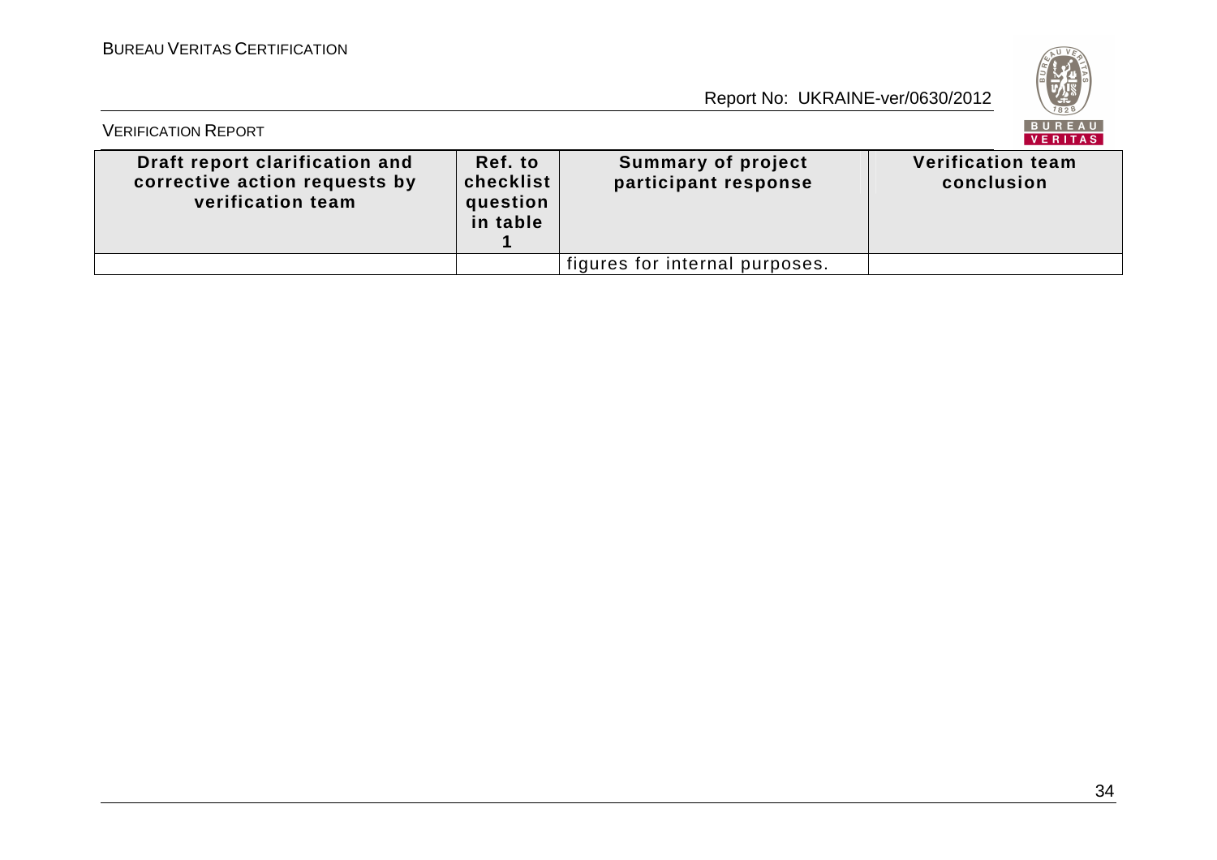| Draft report clarification and corrective action requests by verification team | Ref. to checklist question in table 1 | Summary of project participant response | Verification team conclusion |
|---|---|---|---|
| | | figures for internal purposes. | |